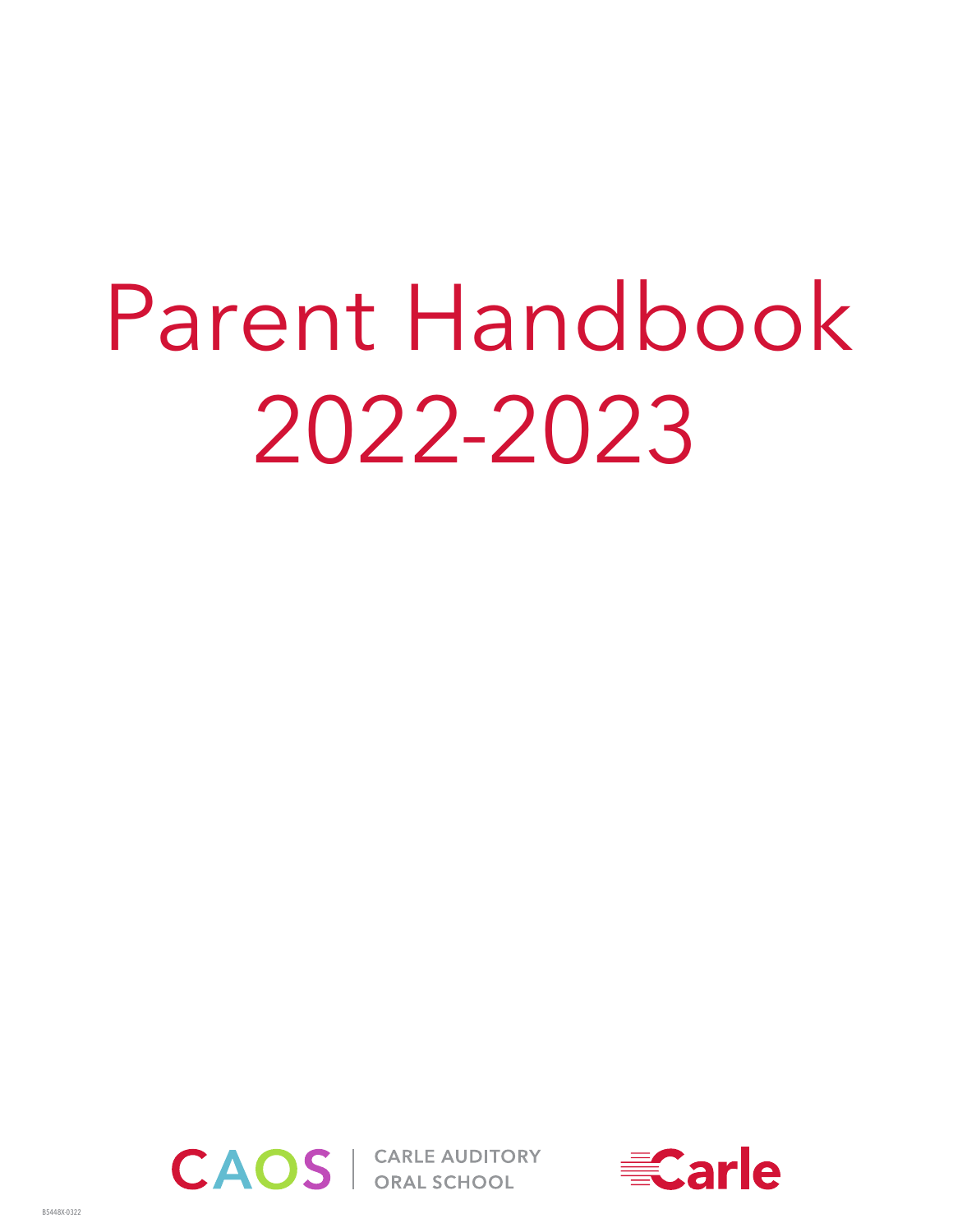# Parent Handbook 2022-2023

CAOS | CARLE AUDITORY ORAL SCHOOL

Carle

B5448X-0322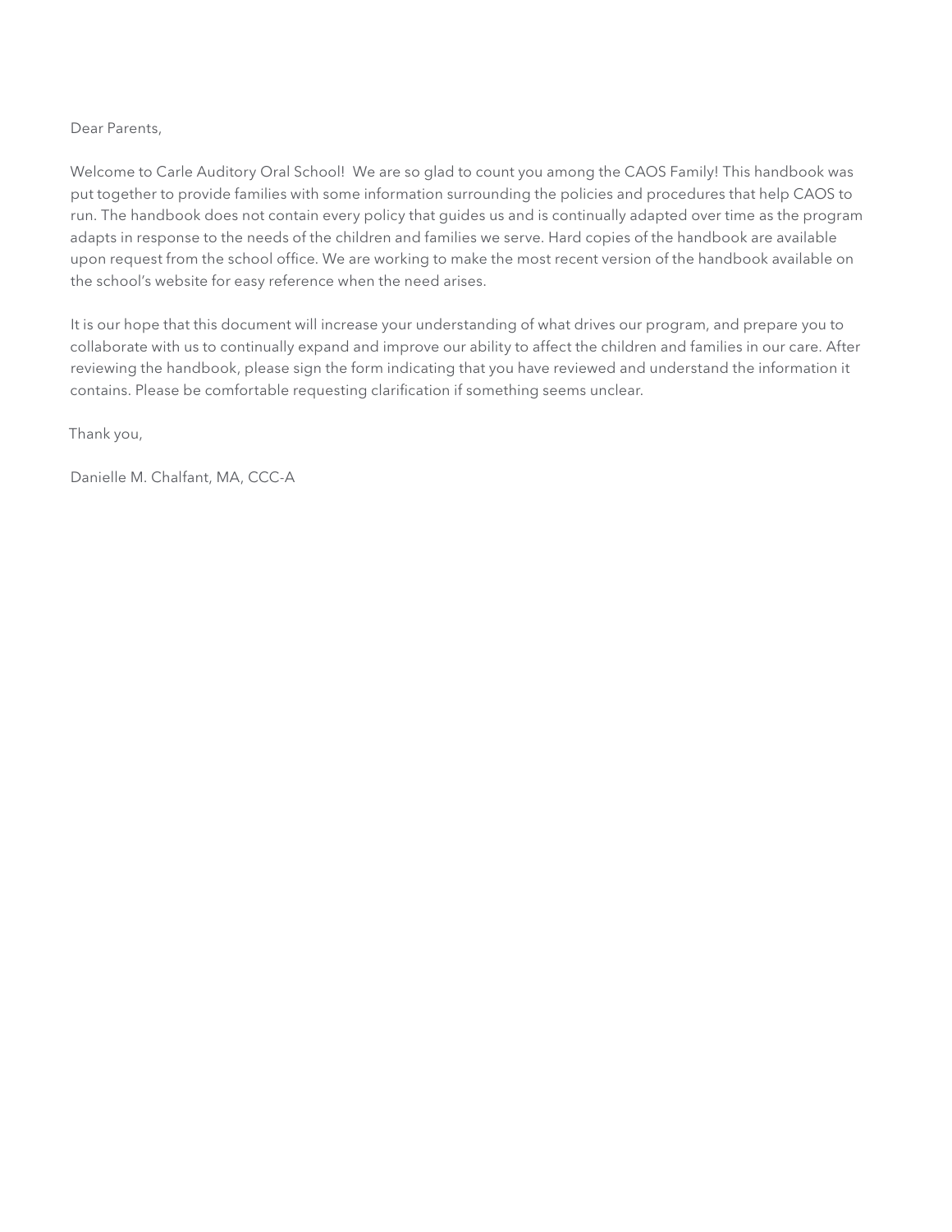Dear Parents,

Welcome to Carle Auditory Oral School!  We are so glad to count you among the CAOS Family! This handbook was put together to provide families with some information surrounding the policies and procedures that help CAOS to run. The handbook does not contain every policy that guides us and is continually adapted over time as the program adapts in response to the needs of the children and families we serve. Hard copies of the handbook are available upon request from the school office. We are working to make the most recent version of the handbook available on the school's website for easy reference when the need arises.

It is our hope that this document will increase your understanding of what drives our program, and prepare you to collaborate with us to continually expand and improve our ability to affect the children and families in our care. After reviewing the handbook, please sign the form indicating that you have reviewed and understand the information it contains. Please be comfortable requesting clarification if something seems unclear.

Thank you,

Danielle M. Chalfant, MA, CCC-A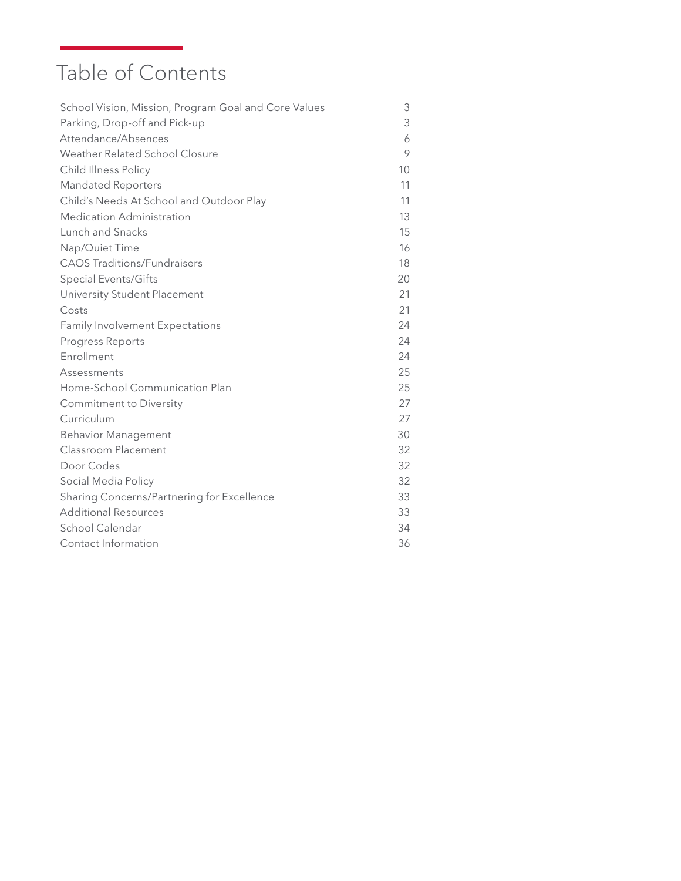# Table of Contents

| | |
|---|---|
| School Vision, Mission, Program Goal and Core Values | 3 |
| Parking, Drop-off and Pick-up | 3 |
| Attendance/Absences | 6 |
| Weather Related School Closure | 9 |
| Child Illness Policy | 10 |
| Mandated Reporters | 11 |
| Child's Needs At School and Outdoor Play | 11 |
| Medication Administration | 13 |
| Lunch and Snacks | 15 |
| Nap/Quiet Time | 16 |
| CAOS Traditions/Fundraisers | 18 |
| Special Events/Gifts | 20 |
| University Student Placement | 21 |
| Costs | 21 |
| Family Involvement Expectations | 24 |
| Progress Reports | 24 |
| Enrollment | 24 |
| Assessments | 25 |
| Home-School Communication Plan | 25 |
| Commitment to Diversity | 27 |
| Curriculum | 27 |
| Behavior Management | 30 |
| Classroom Placement | 32 |
| Door Codes | 32 |
| Social Media Policy | 32 |
| Sharing Concerns/Partnering for Excellence | 33 |
| Additional Resources | 33 |
| School Calendar | 34 |
| Contact Information | 36 |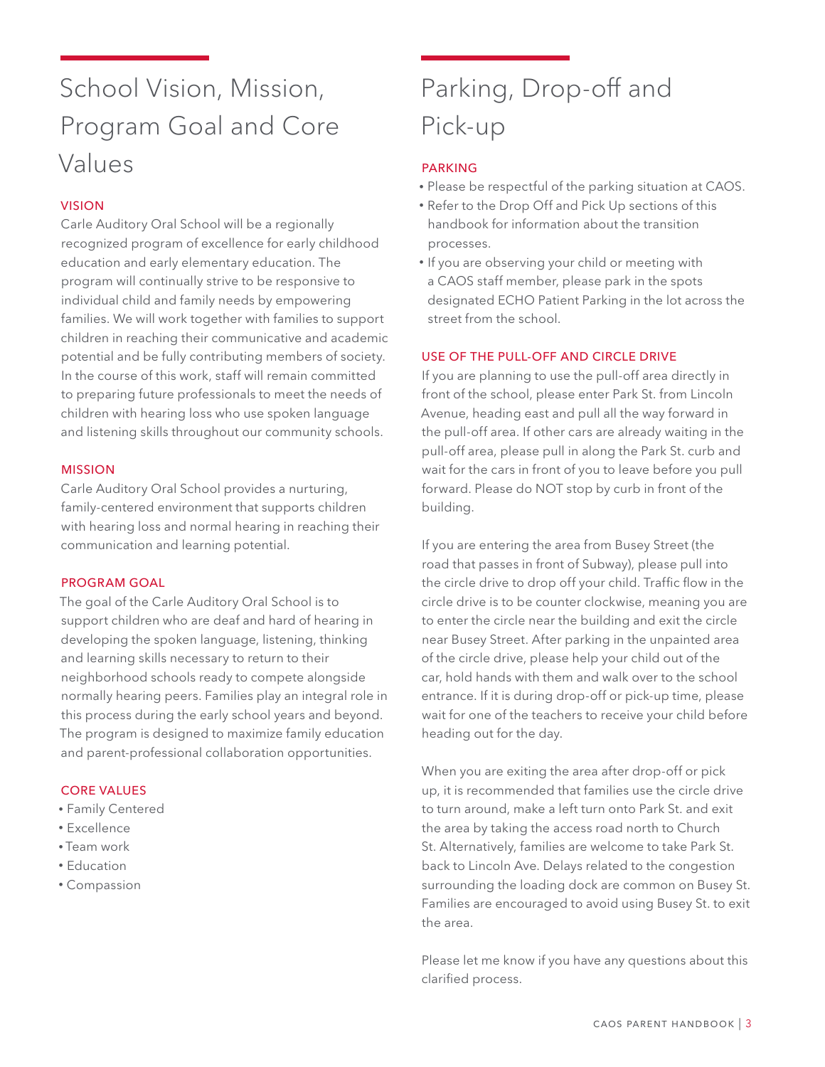# School Vision, Mission, Program Goal and Core Values

## VISION

Carle Auditory Oral School will be a regionally recognized program of excellence for early childhood education and early elementary education. The program will continually strive to be responsive to individual child and family needs by empowering families. We will work together with families to support children in reaching their communicative and academic potential and be fully contributing members of society. In the course of this work, staff will remain committed to preparing future professionals to meet the needs of children with hearing loss who use spoken language and listening skills throughout our community schools.

## MISSION

Carle Auditory Oral School provides a nurturing, family-centered environment that supports children with hearing loss and normal hearing in reaching their communication and learning potential.

## PROGRAM GOAL

The goal of the Carle Auditory Oral School is to support children who are deaf and hard of hearing in developing the spoken language, listening, thinking and learning skills necessary to return to their neighborhood schools ready to compete alongside normally hearing peers. Families play an integral role in this process during the early school years and beyond. The program is designed to maximize family education and parent-professional collaboration opportunities.

## CORE VALUES

- Family Centered
- Excellence
- Team work
- Education
- Compassion

# Parking, Drop-off and Pick-up

## PARKING

- Please be respectful of the parking situation at CAOS.
- Refer to the Drop Off and Pick Up sections of this handbook for information about the transition processes.
- If you are observing your child or meeting with a CAOS staff member, please park in the spots designated ECHO Patient Parking in the lot across the street from the school.

## USE OF THE PULL-OFF AND CIRCLE DRIVE

If you are planning to use the pull-off area directly in front of the school, please enter Park St. from Lincoln Avenue, heading east and pull all the way forward in the pull-off area. If other cars are already waiting in the pull-off area, please pull in along the Park St. curb and wait for the cars in front of you to leave before you pull forward. Please do NOT stop by curb in front of the building.

If you are entering the area from Busey Street (the road that passes in front of Subway), please pull into the circle drive to drop off your child. Traffic flow in the circle drive is to be counter clockwise, meaning you are to enter the circle near the building and exit the circle near Busey Street. After parking in the unpainted area of the circle drive, please help your child out of the car, hold hands with them and walk over to the school entrance. If it is during drop-off or pick-up time, please wait for one of the teachers to receive your child before heading out for the day.

When you are exiting the area after drop-off or pick up, it is recommended that families use the circle drive to turn around, make a left turn onto Park St. and exit the area by taking the access road north to Church St. Alternatively, families are welcome to take Park St. back to Lincoln Ave. Delays related to the congestion surrounding the loading dock are common on Busey St. Families are encouraged to avoid using Busey St. to exit the area.

Please let me know if you have any questions about this clarified process.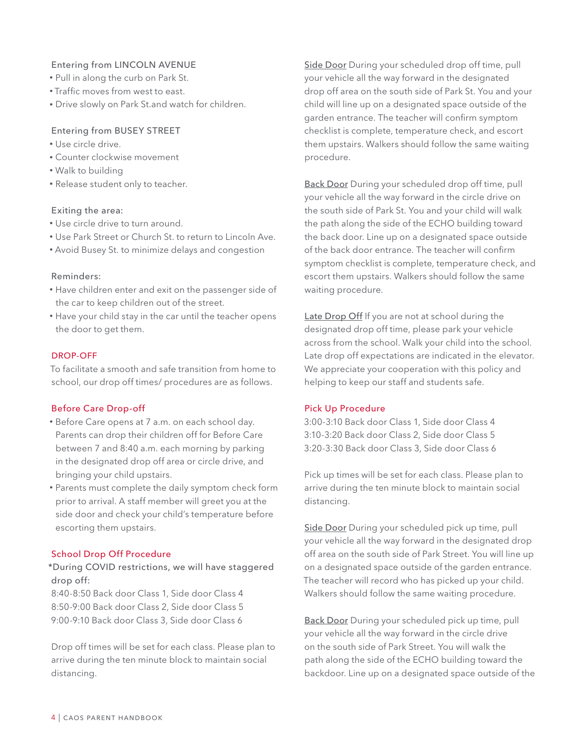Entering from LINCOLN AVENUE

- Pull in along the curb on Park St.
- Traffic moves from west to east.
- Drive slowly on Park St.and watch for children.

Entering from BUSEY STREET

- Use circle drive.
- Counter clockwise movement
- Walk to building
- Release student only to teacher.

Exiting the area:

- Use circle drive to turn around.
- Use Park Street or Church St. to return to Lincoln Ave.
- Avoid Busey St. to minimize delays and congestion

Reminders:

- Have children enter and exit on the passenger side of the car to keep children out of the street.
- Have your child stay in the car until the teacher opens the door to get them.

## DROP-OFF

To facilitate a smooth and safe transition from home to school, our drop off times/ procedures are as follows.

### Before Care Drop-off

- Before Care opens at 7 a.m. on each school day. Parents can drop their children off for Before Care between 7 and 8:40 a.m. each morning by parking in the designated drop off area or circle drive, and bringing your child upstairs.
- Parents must complete the daily symptom check form prior to arrival. A staff member will greet you at the side door and check your child's temperature before escorting them upstairs.

### School Drop Off Procedure

*During COVID restrictions, we will have staggered drop off:

8:40-8:50 Back door Class 1, Side door Class 4
8:50-9:00 Back door Class 2, Side door Class 5
9:00-9:10 Back door Class 3, Side door Class 6

Drop off times will be set for each class. Please plan to arrive during the ten minute block to maintain social distancing.

Side Door During your scheduled drop off time, pull your vehicle all the way forward in the designated drop off area on the south side of Park St. You and your child will line up on a designated space outside of the garden entrance. The teacher will confirm symptom checklist is complete, temperature check, and escort them upstairs. Walkers should follow the same waiting procedure.

Back Door During your scheduled drop off time, pull your vehicle all the way forward in the circle drive on the south side of Park St. You and your child will walk the path along the side of the ECHO building toward the back door. Line up on a designated space outside of the back door entrance. The teacher will confirm symptom checklist is complete, temperature check, and escort them upstairs. Walkers should follow the same waiting procedure.

Late Drop Off If you are not at school during the designated drop off time, please park your vehicle across from the school. Walk your child into the school. Late drop off expectations are indicated in the elevator. We appreciate your cooperation with this policy and helping to keep our staff and students safe.

### Pick Up Procedure

3:00-3:10 Back door Class 1, Side door Class 4
3:10-3:20 Back door Class 2, Side door Class 5
3:20-3:30 Back door Class 3, Side door Class 6

Pick up times will be set for each class. Please plan to arrive during the ten minute block to maintain social distancing.

Side Door During your scheduled pick up time, pull your vehicle all the way forward in the designated drop off area on the south side of Park Street. You will line up on a designated space outside of the garden entrance. The teacher will record who has picked up your child. Walkers should follow the same waiting procedure.

Back Door During your scheduled pick up time, pull your vehicle all the way forward in the circle drive on the south side of Park Street. You will walk the path along the side of the ECHO building toward the backdoor. Line up on a designated space outside of the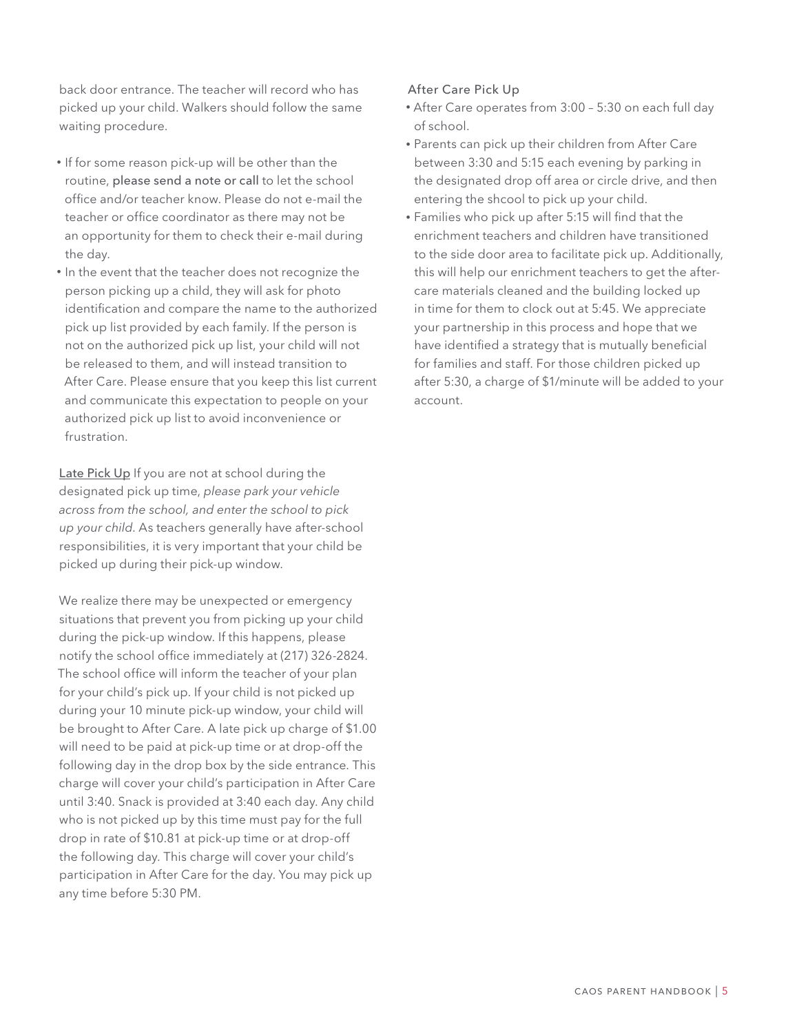back door entrance. The teacher will record who has picked up your child. Walkers should follow the same waiting procedure.

- If for some reason pick-up will be other than the routine, **please send a note or call** to let the school office and/or teacher know. Please do not e-mail the teacher or office coordinator as there may not be an opportunity for them to check their e-mail during the day.
- In the event that the teacher does not recognize the person picking up a child, they will ask for photo identification and compare the name to the authorized pick up list provided by each family. If the person is not on the authorized pick up list, your child will not be released to them, and will instead transition to After Care. Please ensure that you keep this list current and communicate this expectation to people on your authorized pick up list to avoid inconvenience or frustration.

<u>Late Pick Up</u> If you are not at school during the designated pick up time, *please park your vehicle across from the school, and enter the school to pick up your child.* As teachers generally have after-school responsibilities, it is very important that your child be picked up during their pick-up window.

We realize there may be unexpected or emergency situations that prevent you from picking up your child during the pick-up window. If this happens, please notify the school office immediately at (217) 326-2824. The school office will inform the teacher of your plan for your child's pick up. If your child is not picked up during your 10 minute pick-up window, your child will be brought to After Care. A late pick up charge of $1.00 will need to be paid at pick-up time or at drop-off the following day in the drop box by the side entrance. This charge will cover your child's participation in After Care until 3:40. Snack is provided at 3:40 each day. Any child who is not picked up by this time must pay for the full drop in rate of $10.81 at pick-up time or at drop-off the following day. This charge will cover your child's participation in After Care for the day. You may pick up any time before 5:30 PM.

After Care Pick Up

- After Care operates from 3:00 – 5:30 on each full day of school.
- Parents can pick up their children from After Care between 3:30 and 5:15 each evening by parking in the designated drop off area or circle drive, and then entering the shcool to pick up your child.
- Families who pick up after 5:15 will find that the enrichment teachers and children have transitioned to the side door area to facilitate pick up. Additionally, this will help our enrichment teachers to get the after-care materials cleaned and the building locked up in time for them to clock out at 5:45. We appreciate your partnership in this process and hope that we have identified a strategy that is mutually beneficial for families and staff. For those children picked up after 5:30, a charge of $1/minute will be added to your account.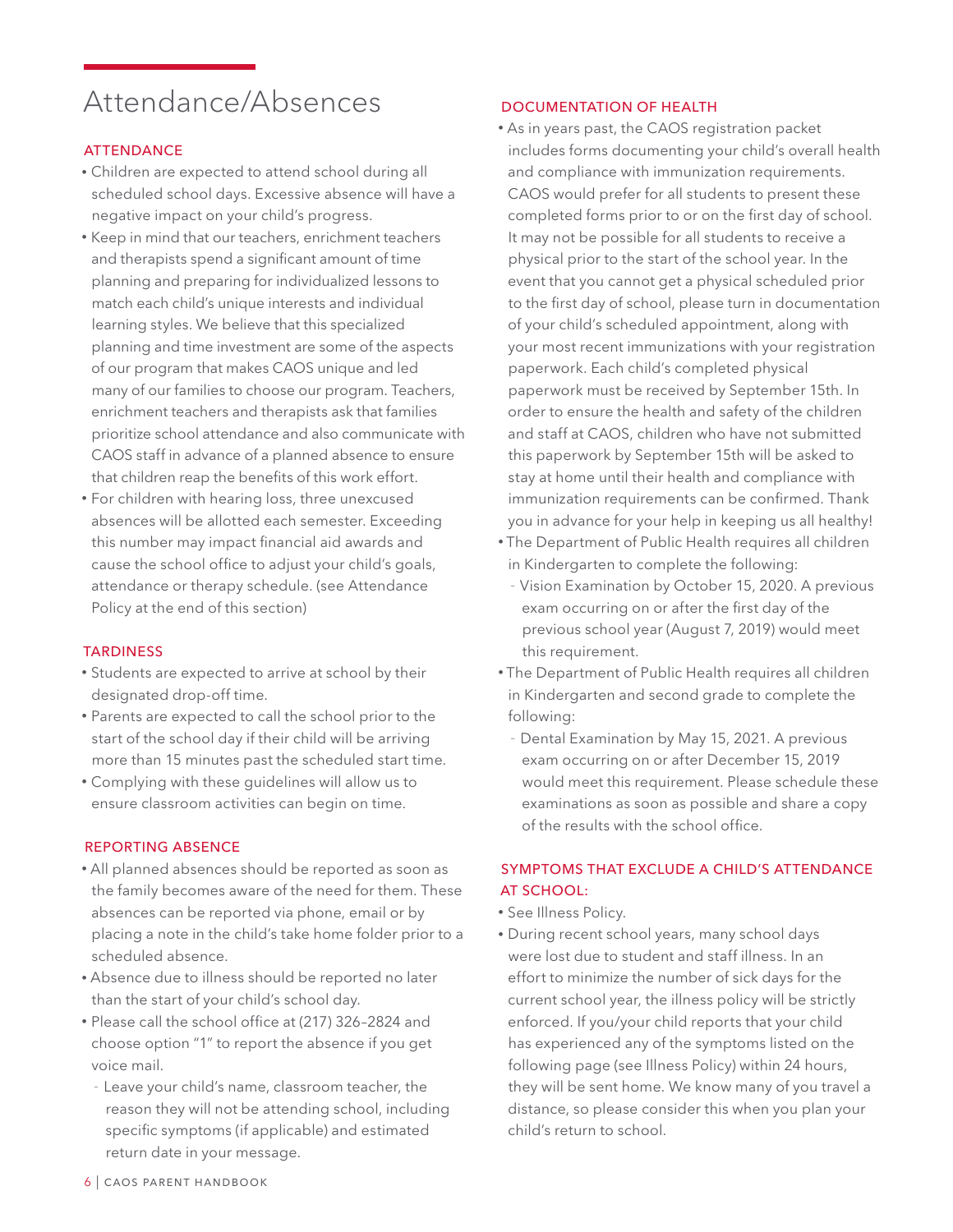# Attendance/Absences

## ATTENDANCE

- Children are expected to attend school during all scheduled school days. Excessive absence will have a negative impact on your child's progress.
- Keep in mind that our teachers, enrichment teachers and therapists spend a significant amount of time planning and preparing for individualized lessons to match each child's unique interests and individual learning styles. We believe that this specialized planning and time investment are some of the aspects of our program that makes CAOS unique and led many of our families to choose our program. Teachers, enrichment teachers and therapists ask that families prioritize school attendance and also communicate with CAOS staff in advance of a planned absence to ensure that children reap the benefits of this work effort.
- For children with hearing loss, three unexcused absences will be allotted each semester. Exceeding this number may impact financial aid awards and cause the school office to adjust your child's goals, attendance or therapy schedule. (see Attendance Policy at the end of this section)

## TARDINESS

- Students are expected to arrive at school by their designated drop-off time.
- Parents are expected to call the school prior to the start of the school day if their child will be arriving more than 15 minutes past the scheduled start time.
- Complying with these guidelines will allow us to ensure classroom activities can begin on time.

## REPORTING ABSENCE

- All planned absences should be reported as soon as the family becomes aware of the need for them. These absences can be reported via phone, email or by placing a note in the child's take home folder prior to a scheduled absence.
- Absence due to illness should be reported no later than the start of your child's school day.
- Please call the school office at (217) 326-2824 and choose option "1" to report the absence if you get voice mail.
  - Leave your child's name, classroom teacher, the reason they will not be attending school, including specific symptoms (if applicable) and estimated return date in your message.

## DOCUMENTATION OF HEALTH

- As in years past, the CAOS registration packet includes forms documenting your child's overall health and compliance with immunization requirements. CAOS would prefer for all students to present these completed forms prior to or on the first day of school. It may not be possible for all students to receive a physical prior to the start of the school year. In the event that you cannot get a physical scheduled prior to the first day of school, please turn in documentation of your child's scheduled appointment, along with your most recent immunizations with your registration paperwork. Each child's completed physical paperwork must be received by September 15th. In order to ensure the health and safety of the children and staff at CAOS, children who have not submitted this paperwork by September 15th will be asked to stay at home until their health and compliance with immunization requirements can be confirmed. Thank you in advance for your help in keeping us all healthy!
- The Department of Public Health requires all children in Kindergarten to complete the following:
  - Vision Examination by October 15, 2020. A previous exam occurring on or after the first day of the previous school year (August 7, 2019) would meet this requirement.
- The Department of Public Health requires all children in Kindergarten and second grade to complete the following:
  - Dental Examination by May 15, 2021. A previous exam occurring on or after December 15, 2019 would meet this requirement. Please schedule these examinations as soon as possible and share a copy of the results with the school office.

## SYMPTOMS THAT EXCLUDE A CHILD'S ATTENDANCE AT SCHOOL:

- See Illness Policy.
- During recent school years, many school days were lost due to student and staff illness. In an effort to minimize the number of sick days for the current school year, the illness policy will be strictly enforced. If you/your child reports that your child has experienced any of the symptoms listed on the following page (see Illness Policy) within 24 hours, they will be sent home. We know many of you travel a distance, so please consider this when you plan your child's return to school.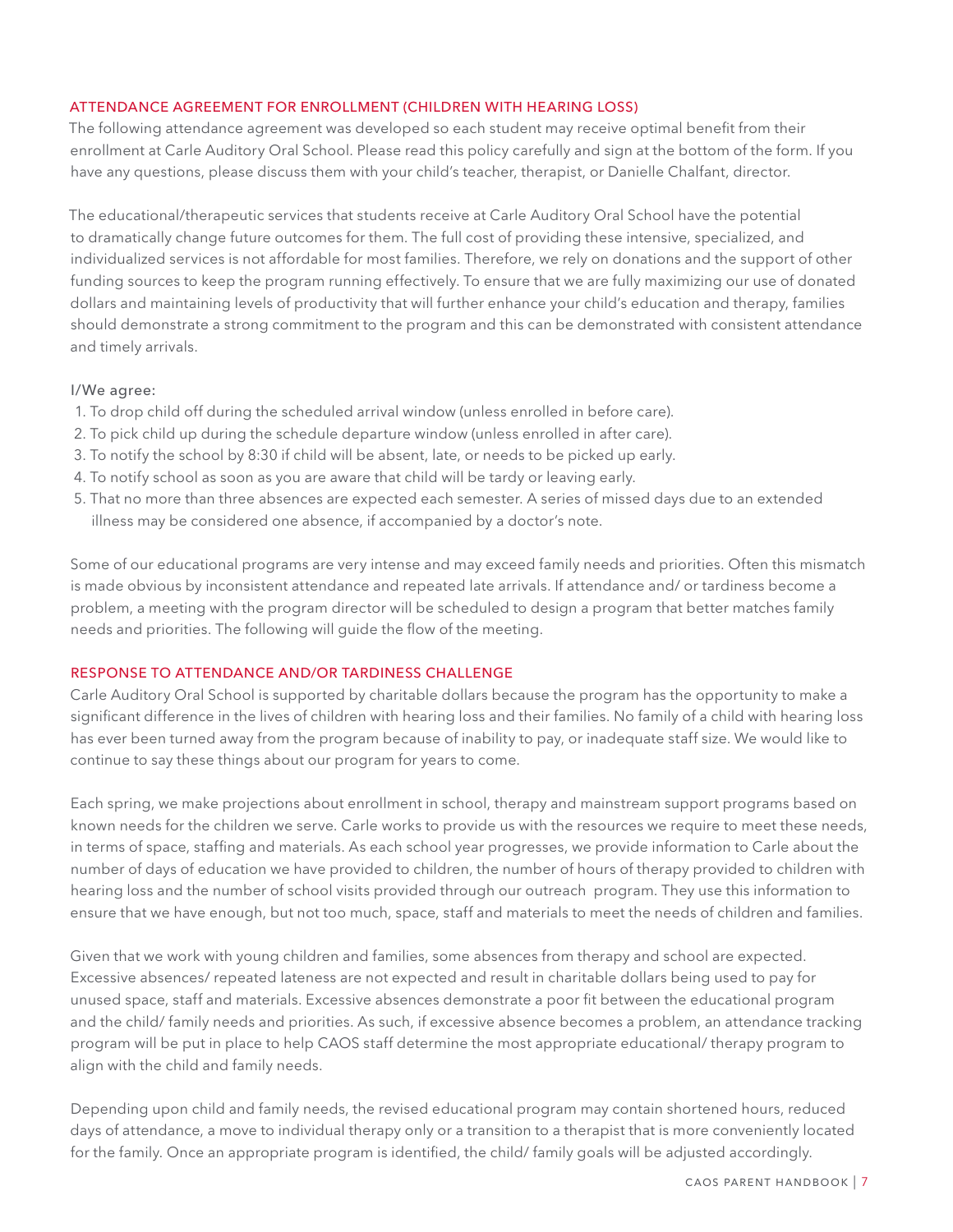## ATTENDANCE AGREEMENT FOR ENROLLMENT (CHILDREN WITH HEARING LOSS)

The following attendance agreement was developed so each student may receive optimal benefit from their enrollment at Carle Auditory Oral School. Please read this policy carefully and sign at the bottom of the form. If you have any questions, please discuss them with your child's teacher, therapist, or Danielle Chalfant, director.

The educational/therapeutic services that students receive at Carle Auditory Oral School have the potential to dramatically change future outcomes for them. The full cost of providing these intensive, specialized, and individualized services is not affordable for most families. Therefore, we rely on donations and the support of other funding sources to keep the program running effectively. To ensure that we are fully maximizing our use of donated dollars and maintaining levels of productivity that will further enhance your child's education and therapy, families should demonstrate a strong commitment to the program and this can be demonstrated with consistent attendance and timely arrivals.

I/We agree:

1. To drop child off during the scheduled arrival window (unless enrolled in before care).
2. To pick child up during the schedule departure window (unless enrolled in after care).
3. To notify the school by 8:30 if child will be absent, late, or needs to be picked up early.
4. To notify school as soon as you are aware that child will be tardy or leaving early.
5. That no more than three absences are expected each semester. A series of missed days due to an extended illness may be considered one absence, if accompanied by a doctor's note.

Some of our educational programs are very intense and may exceed family needs and priorities. Often this mismatch is made obvious by inconsistent attendance and repeated late arrivals. If attendance and/ or tardiness become a problem, a meeting with the program director will be scheduled to design a program that better matches family needs and priorities. The following will guide the flow of the meeting.

## RESPONSE TO ATTENDANCE AND/OR TARDINESS CHALLENGE

Carle Auditory Oral School is supported by charitable dollars because the program has the opportunity to make a significant difference in the lives of children with hearing loss and their families. No family of a child with hearing loss has ever been turned away from the program because of inability to pay, or inadequate staff size. We would like to continue to say these things about our program for years to come.

Each spring, we make projections about enrollment in school, therapy and mainstream support programs based on known needs for the children we serve. Carle works to provide us with the resources we require to meet these needs, in terms of space, staffing and materials. As each school year progresses, we provide information to Carle about the number of days of education we have provided to children, the number of hours of therapy provided to children with hearing loss and the number of school visits provided through our outreach program. They use this information to ensure that we have enough, but not too much, space, staff and materials to meet the needs of children and families.

Given that we work with young children and families, some absences from therapy and school are expected. Excessive absences/ repeated lateness are not expected and result in charitable dollars being used to pay for unused space, staff and materials. Excessive absences demonstrate a poor fit between the educational program and the child/ family needs and priorities. As such, if excessive absence becomes a problem, an attendance tracking program will be put in place to help CAOS staff determine the most appropriate educational/ therapy program to align with the child and family needs.

Depending upon child and family needs, the revised educational program may contain shortened hours, reduced days of attendance, a move to individual therapy only or a transition to a therapist that is more conveniently located for the family. Once an appropriate program is identified, the child/ family goals will be adjusted accordingly.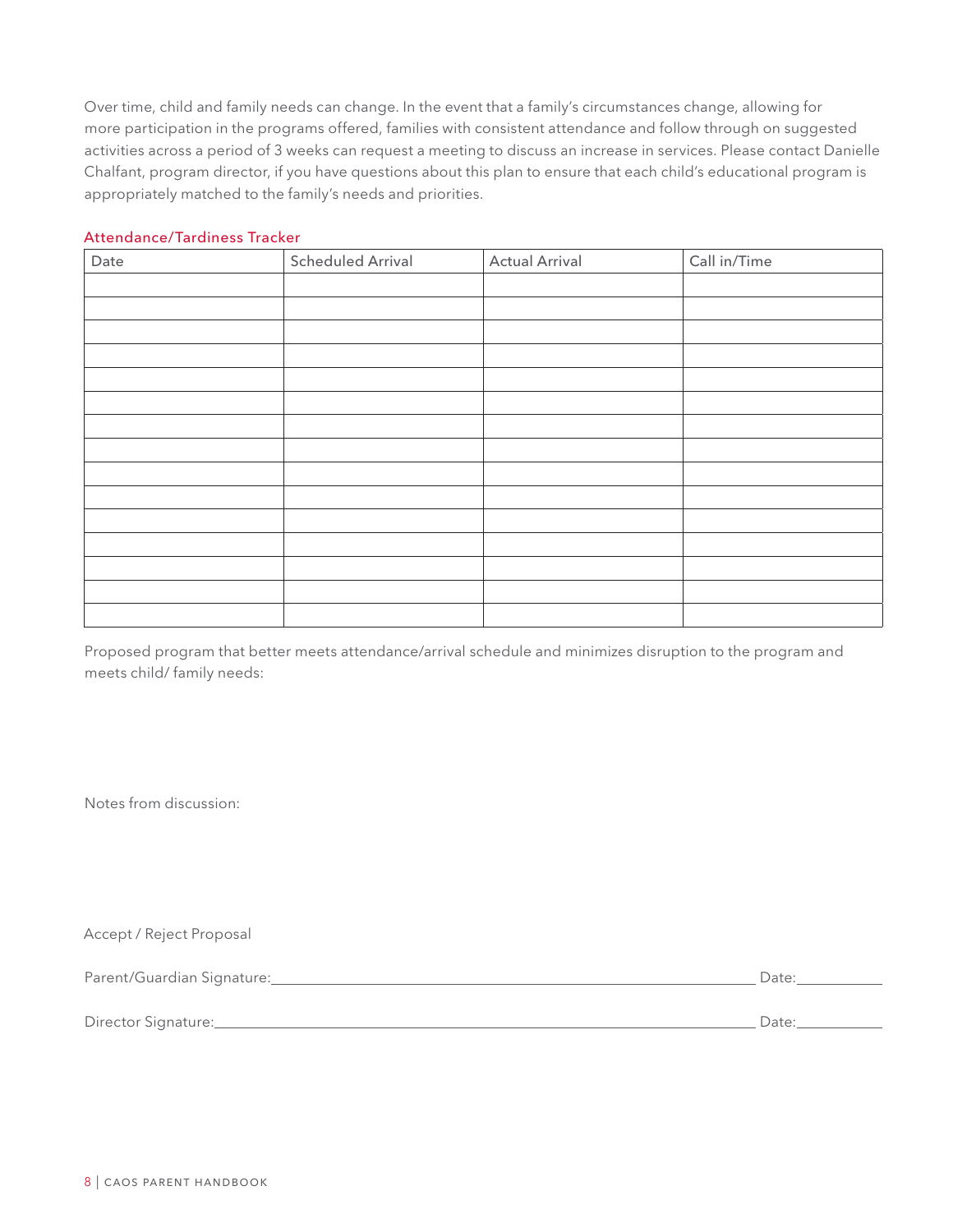Over time, child and family needs can change. In the event that a family's circumstances change, allowing for more participation in the programs offered, families with consistent attendance and follow through on suggested activities across a period of 3 weeks can request a meeting to discuss an increase in services. Please contact Danielle Chalfant, program director, if you have questions about this plan to ensure that each child's educational program is appropriately matched to the family's needs and priorities.

### Attendance/Tardiness Tracker

| Date | Scheduled Arrival | Actual Arrival | Call in/Time |
|---|---|---|---|
| | | | |
| | | | |
| | | | |
| | | | |
| | | | |
| | | | |
| | | | |
| | | | |
| | | | |
| | | | |
| | | | |
| | | | |
| | | | |
| | | | |
| | | | |

Proposed program that better meets attendance/arrival schedule and minimizes disruption to the program and meets child/ family needs:

Notes from discussion:

Accept / Reject Proposal

Parent/Guardian Signature:\_\_\_\_\_\_\_\_\_\_\_\_\_\_\_\_\_\_\_\_\_\_\_\_\_\_\_\_\_\_\_\_\_\_\_\_\_\_\_\_ Date:\_\_\_\_\_\_\_\_\_\_

Director Signature:\_\_\_\_\_\_\_\_\_\_\_\_\_\_\_\_\_\_\_\_\_\_\_\_\_\_\_\_\_\_\_\_\_\_\_\_\_\_\_\_\_\_\_\_\_\_ Date:\_\_\_\_\_\_\_\_\_\_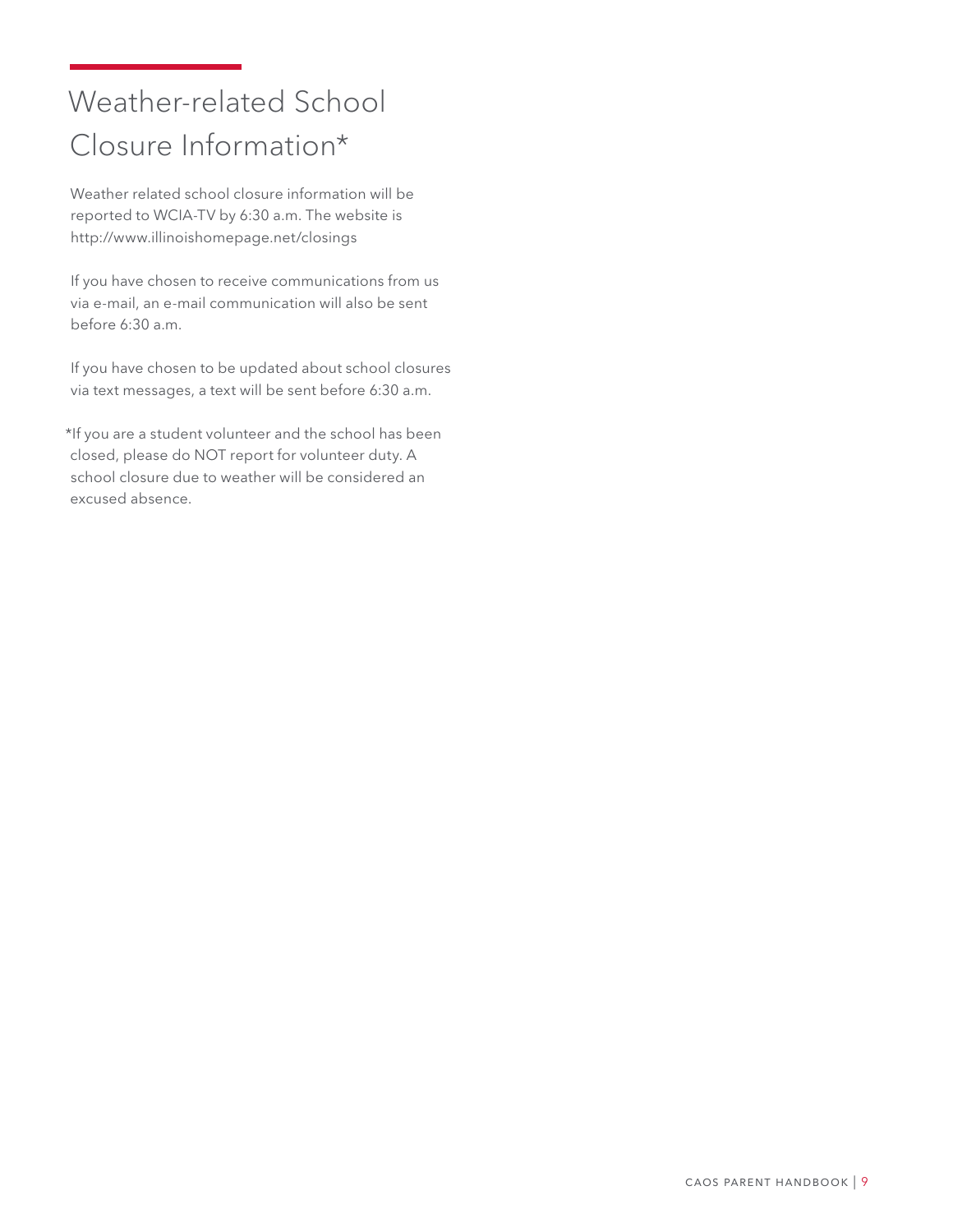# Weather-related School Closure Information*

Weather related school closure information will be reported to WCIA-TV by 6:30 a.m. The website is http://www.illinoishomepage.net/closings

If you have chosen to receive communications from us via e-mail, an e-mail communication will also be sent before 6:30 a.m.

If you have chosen to be updated about school closures via text messages, a text will be sent before 6:30 a.m.

*If you are a student volunteer and the school has been closed, please do NOT report for volunteer duty. A school closure due to weather will be considered an excused absence.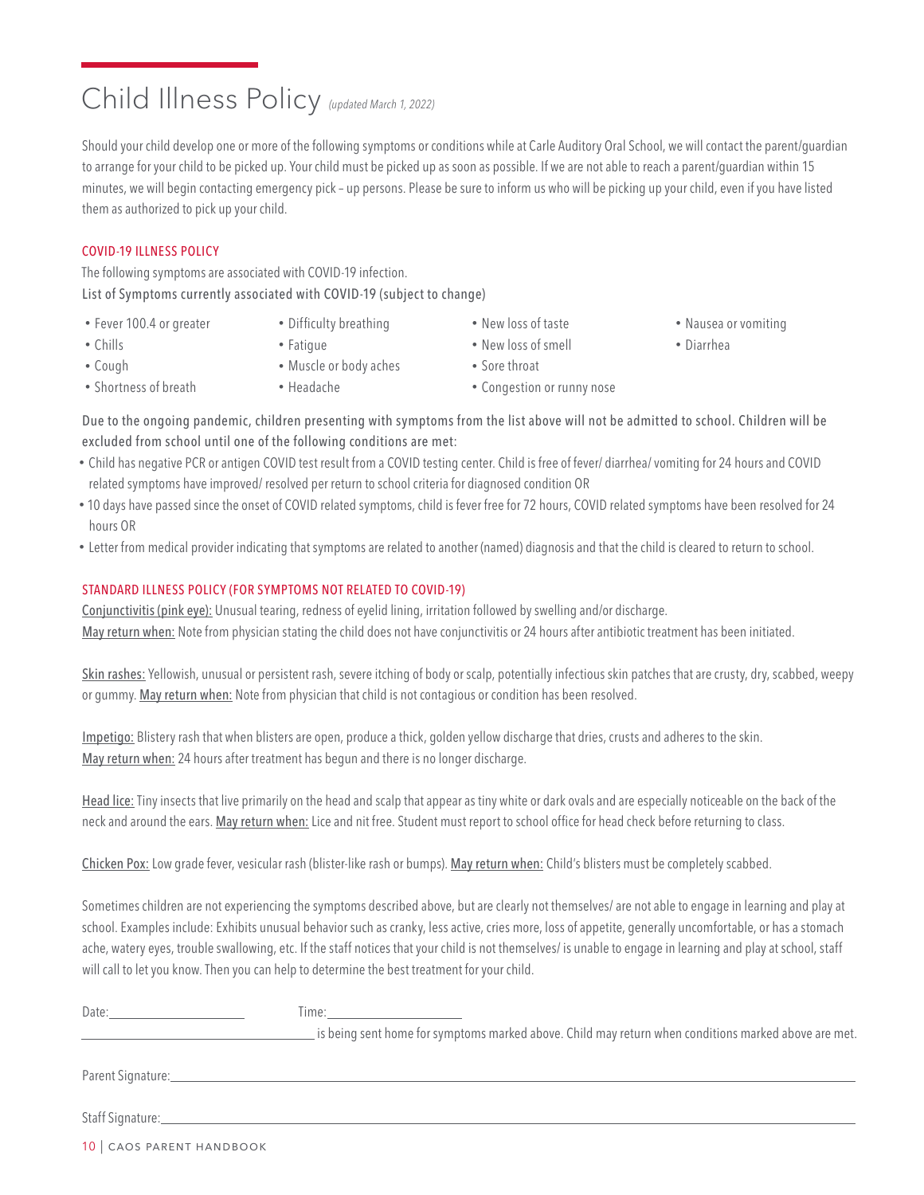# Child Illness Policy *(updated March 1, 2022)*

Should your child develop one or more of the following symptoms or conditions while at Carle Auditory Oral School, we will contact the parent/guardian to arrange for your child to be picked up. Your child must be picked up as soon as possible. If we are not able to reach a parent/guardian within 15 minutes, we will begin contacting emergency pick – up persons. Please be sure to inform us who will be picking up your child, even if you have listed them as authorized to pick up your child.

### COVID-19 ILLNESS POLICY

The following symptoms are associated with COVID-19 infection.

List of Symptoms currently associated with COVID-19 (subject to change)

- Fever 100.4 or greater
- Chills
- Cough
- Shortness of breath
- Difficulty breathing
- Fatigue
- Muscle or body aches
- Headache
- New loss of taste
- New loss of smell
- Sore throat
- Congestion or runny nose
- Nausea or vomiting
- Diarrhea

Due to the ongoing pandemic, children presenting with symptoms from the list above will not be admitted to school. Children will be excluded from school until one of the following conditions are met:

- Child has negative PCR or antigen COVID test result from a COVID testing center. Child is free of fever/ diarrhea/ vomiting for 24 hours and COVID related symptoms have improved/ resolved per return to school criteria for diagnosed condition OR
- 10 days have passed since the onset of COVID related symptoms, child is fever free for 72 hours, COVID related symptoms have been resolved for 24 hours OR
- Letter from medical provider indicating that symptoms are related to another (named) diagnosis and that the child is cleared to return to school.

### STANDARD ILLNESS POLICY (FOR SYMPTOMS NOT RELATED TO COVID-19)

Conjunctivitis (pink eye): Unusual tearing, redness of eyelid lining, irritation followed by swelling and/or discharge.
May return when: Note from physician stating the child does not have conjunctivitis or 24 hours after antibiotic treatment has been initiated.

Skin rashes: Yellowish, unusual or persistent rash, severe itching of body or scalp, potentially infectious skin patches that are crusty, dry, scabbed, weepy or gummy. May return when: Note from physician that child is not contagious or condition has been resolved.

Impetigo: Blistery rash that when blisters are open, produce a thick, golden yellow discharge that dries, crusts and adheres to the skin.
May return when: 24 hours after treatment has begun and there is no longer discharge.

Head lice: Tiny insects that live primarily on the head and scalp that appear as tiny white or dark ovals and are especially noticeable on the back of the neck and around the ears. May return when: Lice and nit free. Student must report to school office for head check before returning to class.

Chicken Pox: Low grade fever, vesicular rash (blister-like rash or bumps). May return when: Child's blisters must be completely scabbed.

Sometimes children are not experiencing the symptoms described above, but are clearly not themselves/ are not able to engage in learning and play at school. Examples include: Exhibits unusual behavior such as cranky, less active, cries more, loss of appetite, generally uncomfortable, or has a stomach ache, watery eyes, trouble swallowing, etc. If the staff notices that your child is not themselves/ is unable to engage in learning and play at school, staff will call to let you know. Then you can help to determine the best treatment for your child.

Date:\_\_\_\_\_\_\_\_\_\_\_\_\_\_\_\_\_\_ Time:\_\_\_\_\_\_\_\_\_\_\_\_\_\_\_\_\_\_

\_\_\_\_\_\_\_\_\_\_\_\_\_\_\_\_\_\_\_\_\_\_\_\_\_\_\_\_\_\_ is being sent home for symptoms marked above. Child may return when conditions marked above are met.

Parent Signature:\_\_\_\_\_\_\_\_\_\_\_\_\_\_\_\_\_\_\_\_\_\_\_\_\_\_\_\_\_\_\_\_\_\_\_\_\_\_\_\_

Staff Signature:\_\_\_\_\_\_\_\_\_\_\_\_\_\_\_\_\_\_\_\_\_\_\_\_\_\_\_\_\_\_\_\_\_\_\_\_\_\_\_\_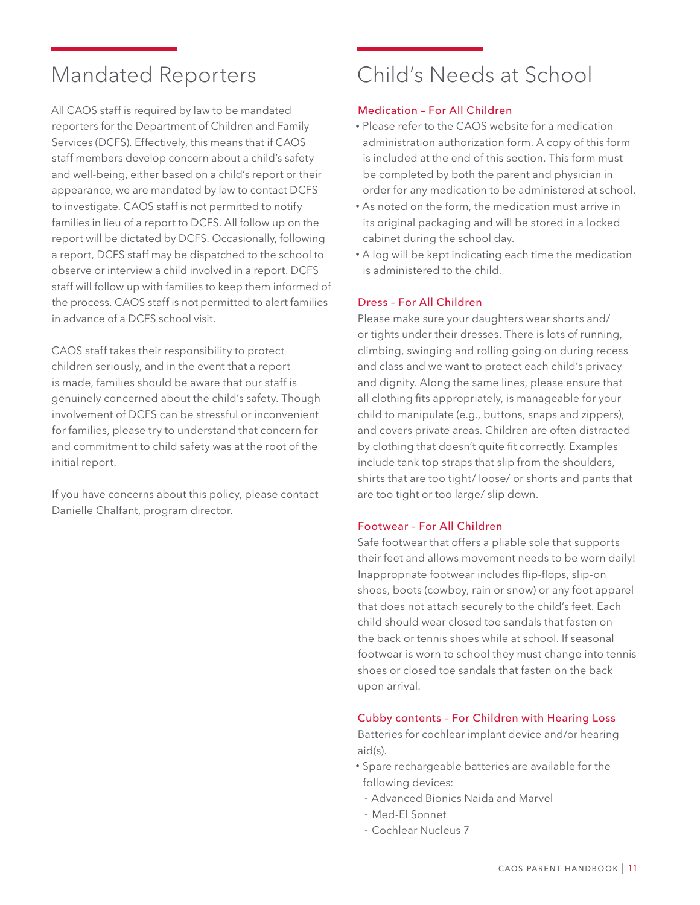# Mandated Reporters

All CAOS staff is required by law to be mandated reporters for the Department of Children and Family Services (DCFS). Effectively, this means that if CAOS staff members develop concern about a child's safety and well-being, either based on a child's report or their appearance, we are mandated by law to contact DCFS to investigate. CAOS staff is not permitted to notify families in lieu of a report to DCFS. All follow up on the report will be dictated by DCFS. Occasionally, following a report, DCFS staff may be dispatched to the school to observe or interview a child involved in a report. DCFS staff will follow up with families to keep them informed of the process. CAOS staff is not permitted to alert families in advance of a DCFS school visit.

CAOS staff takes their responsibility to protect children seriously, and in the event that a report is made, families should be aware that our staff is genuinely concerned about the child's safety. Though involvement of DCFS can be stressful or inconvenient for families, please try to understand that concern for and commitment to child safety was at the root of the initial report.

If you have concerns about this policy, please contact Danielle Chalfant, program director.

# Child's Needs at School

### Medication – For All Children

- Please refer to the CAOS website for a medication administration authorization form. A copy of this form is included at the end of this section. This form must be completed by both the parent and physician in order for any medication to be administered at school.
- As noted on the form, the medication must arrive in its original packaging and will be stored in a locked cabinet during the school day.
- A log will be kept indicating each time the medication is administered to the child.

### Dress – For All Children

Please make sure your daughters wear shorts and/or tights under their dresses. There is lots of running, climbing, swinging and rolling going on during recess and class and we want to protect each child's privacy and dignity. Along the same lines, please ensure that all clothing fits appropriately, is manageable for your child to manipulate (e.g., buttons, snaps and zippers), and covers private areas. Children are often distracted by clothing that doesn't quite fit correctly. Examples include tank top straps that slip from the shoulders, shirts that are too tight/ loose/ or shorts and pants that are too tight or too large/ slip down.

### Footwear – For All Children

Safe footwear that offers a pliable sole that supports their feet and allows movement needs to be worn daily! Inappropriate footwear includes flip-flops, slip-on shoes, boots (cowboy, rain or snow) or any foot apparel that does not attach securely to the child's feet. Each child should wear closed toe sandals that fasten on the back or tennis shoes while at school. If seasonal footwear is worn to school they must change into tennis shoes or closed toe sandals that fasten on the back upon arrival.

### Cubby contents – For Children with Hearing Loss

Batteries for cochlear implant device and/or hearing aid(s).

- Spare rechargeable batteries are available for the following devices:
  - Advanced Bionics Naida and Marvel
  - Med-El Sonnet
  - Cochlear Nucleus 7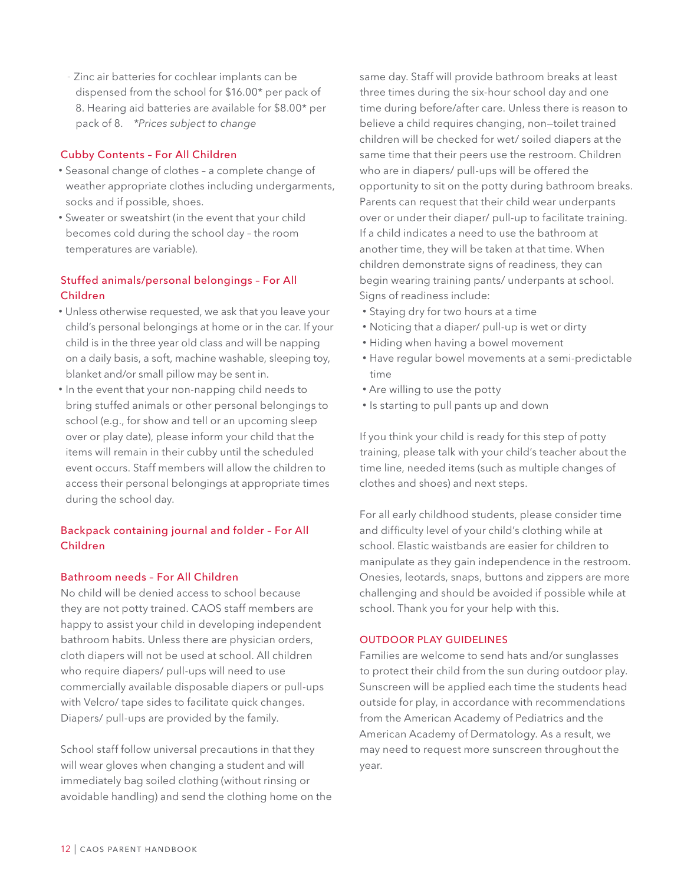- Zinc air batteries for cochlear implants can be dispensed from the school for $16.00* per pack of 8. Hearing aid batteries are available for $8.00* per pack of 8. *Prices subject to change*

### Cubby Contents – For All Children

- Seasonal change of clothes – a complete change of weather appropriate clothes including undergarments, socks and if possible, shoes.
- Sweater or sweatshirt (in the event that your child becomes cold during the school day – the room temperatures are variable).

### Stuffed animals/personal belongings – For All Children

- Unless otherwise requested, we ask that you leave your child's personal belongings at home or in the car. If your child is in the three year old class and will be napping on a daily basis, a soft, machine washable, sleeping toy, blanket and/or small pillow may be sent in.
- In the event that your non-napping child needs to bring stuffed animals or other personal belongings to school (e.g., for show and tell or an upcoming sleep over or play date), please inform your child that the items will remain in their cubby until the scheduled event occurs. Staff members will allow the children to access their personal belongings at appropriate times during the school day.

### Backpack containing journal and folder – For All Children

### Bathroom needs – For All Children

No child will be denied access to school because they are not potty trained. CAOS staff members are happy to assist your child in developing independent bathroom habits. Unless there are physician orders, cloth diapers will not be used at school. All children who require diapers/ pull-ups will need to use commercially available disposable diapers or pull-ups with Velcro/ tape sides to facilitate quick changes. Diapers/ pull-ups are provided by the family.

School staff follow universal precautions in that they will wear gloves when changing a student and will immediately bag soiled clothing (without rinsing or avoidable handling) and send the clothing home on the same day. Staff will provide bathroom breaks at least three times during the six-hour school day and one time during before/after care. Unless there is reason to believe a child requires changing, non–toilet trained children will be checked for wet/ soiled diapers at the same time that their peers use the restroom. Children who are in diapers/ pull-ups will be offered the opportunity to sit on the potty during bathroom breaks. Parents can request that their child wear underpants over or under their diaper/ pull-up to facilitate training. If a child indicates a need to use the bathroom at another time, they will be taken at that time. When children demonstrate signs of readiness, they can begin wearing training pants/ underpants at school. Signs of readiness include:

- Staying dry for two hours at a time
- Noticing that a diaper/ pull-up is wet or dirty
- Hiding when having a bowel movement
- Have regular bowel movements at a semi-predictable time
- Are willing to use the potty
- Is starting to pull pants up and down

If you think your child is ready for this step of potty training, please talk with your child's teacher about the time line, needed items (such as multiple changes of clothes and shoes) and next steps.

For all early childhood students, please consider time and difficulty level of your child's clothing while at school. Elastic waistbands are easier for children to manipulate as they gain independence in the restroom. Onesies, leotards, snaps, buttons and zippers are more challenging and should be avoided if possible while at school. Thank you for your help with this.

## OUTDOOR PLAY GUIDELINES

Families are welcome to send hats and/or sunglasses to protect their child from the sun during outdoor play. Sunscreen will be applied each time the students head outside for play, in accordance with recommendations from the American Academy of Pediatrics and the American Academy of Dermatology. As a result, we may need to request more sunscreen throughout the year.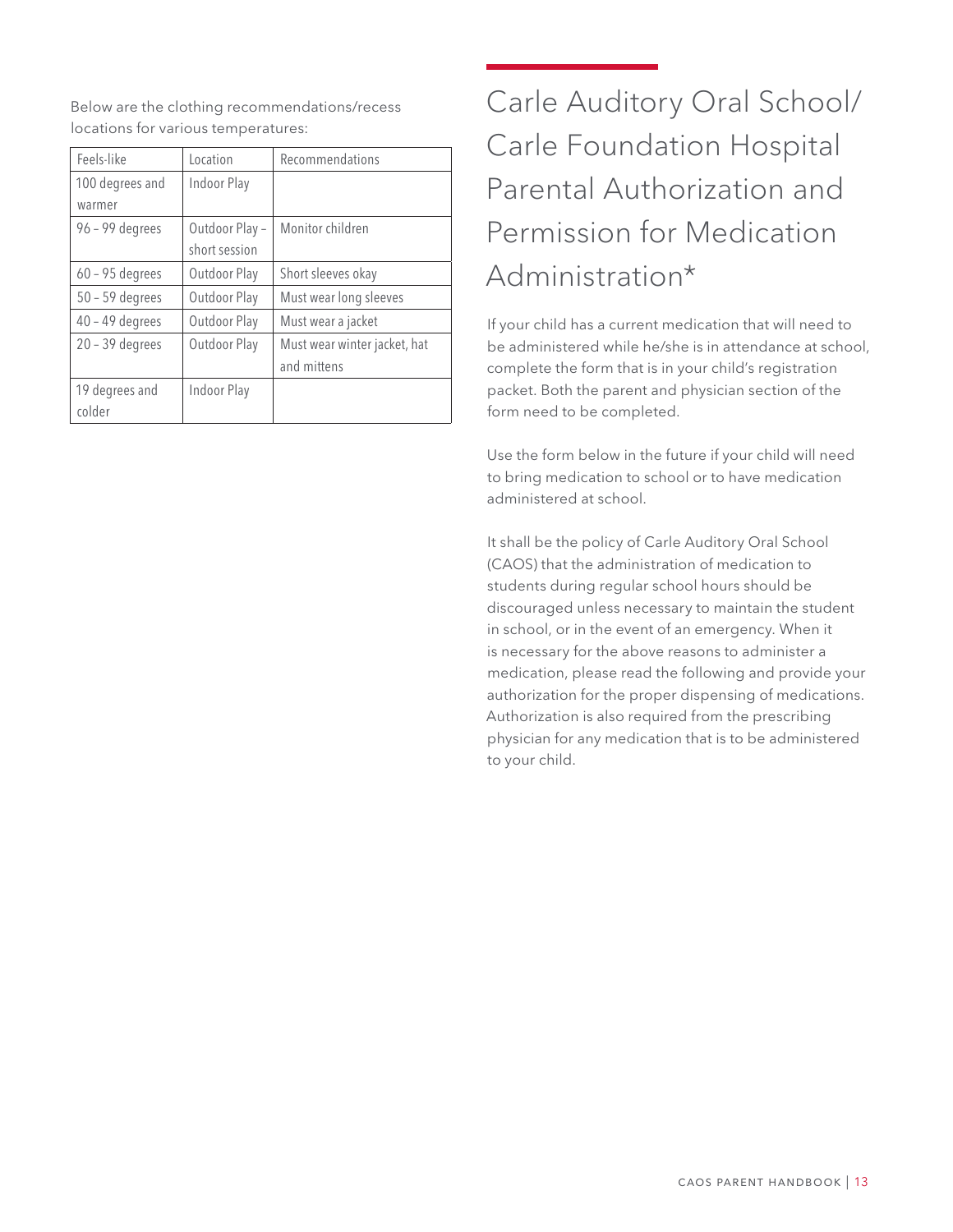Below are the clothing recommendations/recess locations for various temperatures:

| Feels-like | Location | Recommendations |
| --- | --- | --- |
| 100 degrees and warmer | Indoor Play | |
| 96 – 99 degrees | Outdoor Play – short session | Monitor children |
| 60 – 95 degrees | Outdoor Play | Short sleeves okay |
| 50 – 59 degrees | Outdoor Play | Must wear long sleeves |
| 40 – 49 degrees | Outdoor Play | Must wear a jacket |
| 20 – 39 degrees | Outdoor Play | Must wear winter jacket, hat and mittens |
| 19 degrees and colder | Indoor Play | |

# Carle Auditory Oral School/ Carle Foundation Hospital Parental Authorization and Permission for Medication Administration*

If your child has a current medication that will need to be administered while he/she is in attendance at school, complete the form that is in your child's registration packet. Both the parent and physician section of the form need to be completed.

Use the form below in the future if your child will need to bring medication to school or to have medication administered at school.

It shall be the policy of Carle Auditory Oral School (CAOS) that the administration of medication to students during regular school hours should be discouraged unless necessary to maintain the student in school, or in the event of an emergency. When it is necessary for the above reasons to administer a medication, please read the following and provide your authorization for the proper dispensing of medications. Authorization is also required from the prescribing physician for any medication that is to be administered to your child.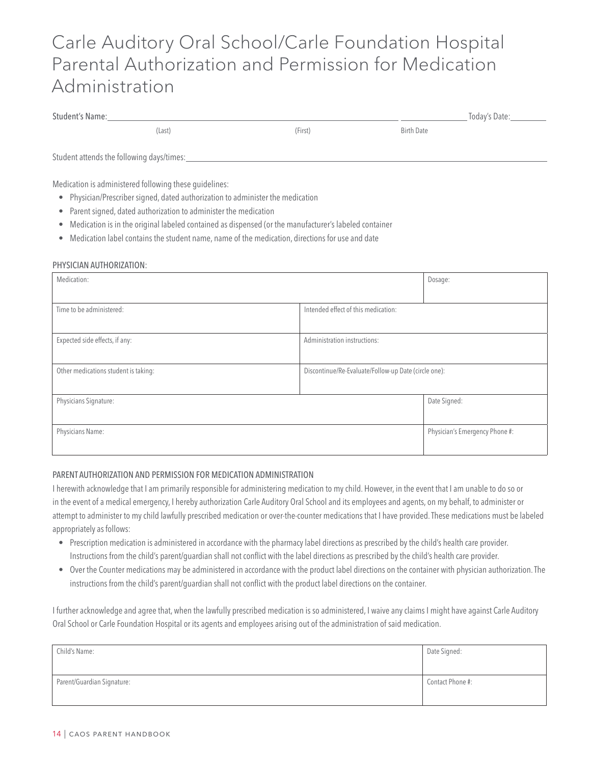# Carle Auditory Oral School/Carle Foundation Hospital Parental Authorization and Permission for Medication Administration

Student's Name: ______________________ (Last) ______________________ (First) ____________ Birth Date ____________ Today's Date: ________

Student attends the following days/times: ____________________________________________

Medication is administered following these guidelines:

- Physician/Prescriber signed, dated authorization to administer the medication
- Parent signed, dated authorization to administer the medication
- Medication is in the original labeled contained as dispensed (or the manufacturer's labeled container
- Medication label contains the student name, name of the medication, directions for use and date

PHYSICIAN AUTHORIZATION:

| Medication: | | Dosage: |
|---|---|---|
| Time to be administered: | Intended effect of this medication: | |
| Expected side effects, if any: | Administration instructions: | |
| Other medications student is taking: | Discontinue/Re-Evaluate/Follow-up Date (circle one): | |
| Physicians Signature: | | Date Signed: |
| Physicians Name: | | Physician's Emergency Phone #: |

PARENT AUTHORIZATION AND PERMISSION FOR MEDICATION ADMINISTRATION

I herewith acknowledge that I am primarily responsible for administering medication to my child. However, in the event that I am unable to do so or in the event of a medical emergency, I hereby authorization Carle Auditory Oral School and its employees and agents, on my behalf, to administer or attempt to administer to my child lawfully prescribed medication or over-the-counter medications that I have provided. These medications must be labeled appropriately as follows:

- Prescription medication is administered in accordance with the pharmacy label directions as prescribed by the child's health care provider. Instructions from the child's parent/guardian shall not conflict with the label directions as prescribed by the child's health care provider.
- Over the Counter medications may be administered in accordance with the product label directions on the container with physician authorization. The instructions from the child's parent/guardian shall not conflict with the product label directions on the container.

I further acknowledge and agree that, when the lawfully prescribed medication is so administered, I waive any claims I might have against Carle Auditory Oral School or Carle Foundation Hospital or its agents and employees arising out of the administration of said medication.

| Child's Name: | Date Signed: |
|---|---|
| Parent/Guardian Signature: | Contact Phone #: |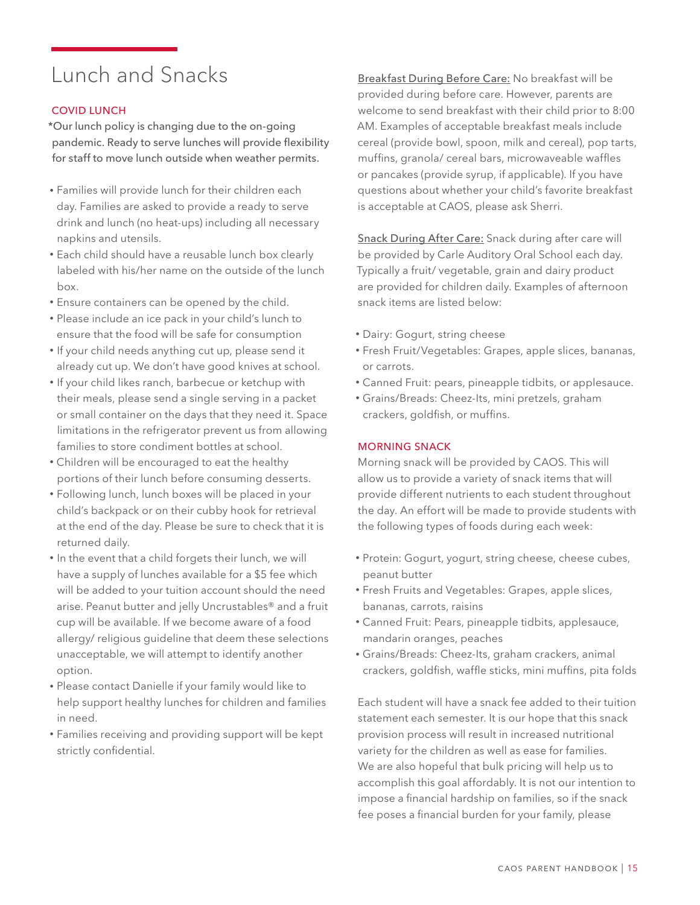# Lunch and Snacks

## COVID LUNCH

*Our lunch policy is changing due to the on-going pandemic. Ready to serve lunches will provide flexibility for staff to move lunch outside when weather permits.

- Families will provide lunch for their children each day. Families are asked to provide a ready to serve drink and lunch (no heat-ups) including all necessary napkins and utensils.
- Each child should have a reusable lunch box clearly labeled with his/her name on the outside of the lunch box.
- Ensure containers can be opened by the child.
- Please include an ice pack in your child's lunch to ensure that the food will be safe for consumption
- If your child needs anything cut up, please send it already cut up. We don't have good knives at school.
- If your child likes ranch, barbecue or ketchup with their meals, please send a single serving in a packet or small container on the days that they need it. Space limitations in the refrigerator prevent us from allowing families to store condiment bottles at school.
- Children will be encouraged to eat the healthy portions of their lunch before consuming desserts.
- Following lunch, lunch boxes will be placed in your child's backpack or on their cubby hook for retrieval at the end of the day. Please be sure to check that it is returned daily.
- In the event that a child forgets their lunch, we will have a supply of lunches available for a $5 fee which will be added to your tuition account should the need arise. Peanut butter and jelly Uncrustables® and a fruit cup will be available. If we become aware of a food allergy/ religious guideline that deem these selections unacceptable, we will attempt to identify another option.
- Please contact Danielle if your family would like to help support healthy lunches for children and families in need.
- Families receiving and providing support will be kept strictly confidential.

<u>Breakfast During Before Care:</u> No breakfast will be provided during before care. However, parents are welcome to send breakfast with their child prior to 8:00 AM. Examples of acceptable breakfast meals include cereal (provide bowl, spoon, milk and cereal), pop tarts, muffins, granola/ cereal bars, microwaveable waffles or pancakes (provide syrup, if applicable). If you have questions about whether your child's favorite breakfast is acceptable at CAOS, please ask Sherri.

<u>Snack During After Care:</u> Snack during after care will be provided by Carle Auditory Oral School each day. Typically a fruit/ vegetable, grain and dairy product are provided for children daily. Examples of afternoon snack items are listed below:

- Dairy: Gogurt, string cheese
- Fresh Fruit/Vegetables: Grapes, apple slices, bananas, or carrots.
- Canned Fruit: pears, pineapple tidbits, or applesauce.
- Grains/Breads: Cheez-Its, mini pretzels, graham crackers, goldfish, or muffins.

## MORNING SNACK

Morning snack will be provided by CAOS. This will allow us to provide a variety of snack items that will provide different nutrients to each student throughout the day. An effort will be made to provide students with the following types of foods during each week:

- Protein: Gogurt, yogurt, string cheese, cheese cubes, peanut butter
- Fresh Fruits and Vegetables: Grapes, apple slices, bananas, carrots, raisins
- Canned Fruit: Pears, pineapple tidbits, applesauce, mandarin oranges, peaches
- Grains/Breads: Cheez-Its, graham crackers, animal crackers, goldfish, waffle sticks, mini muffins, pita folds

Each student will have a snack fee added to their tuition statement each semester. It is our hope that this snack provision process will result in increased nutritional variety for the children as well as ease for families. We are also hopeful that bulk pricing will help us to accomplish this goal affordably. It is not our intention to impose a financial hardship on families, so if the snack fee poses a financial burden for your family, please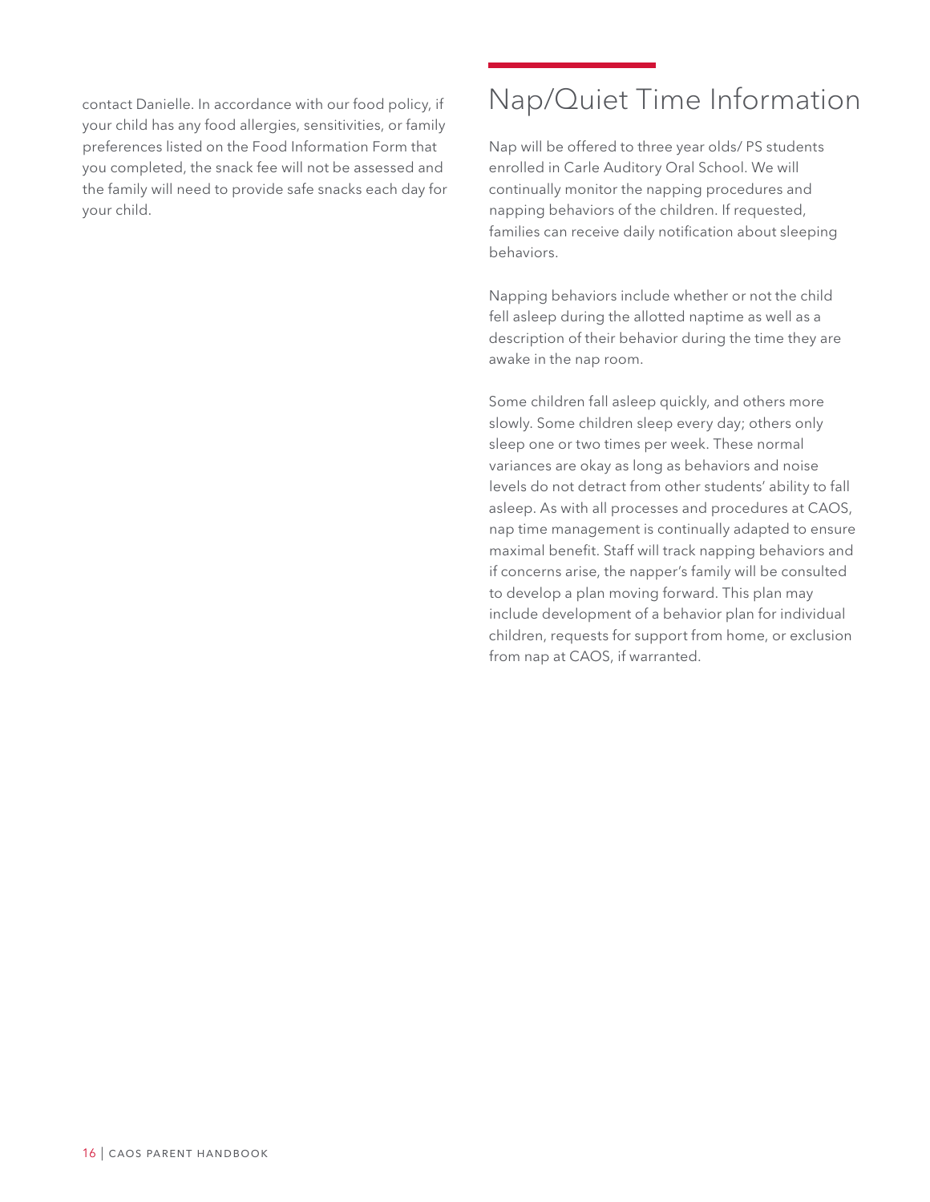contact Danielle. In accordance with our food policy, if your child has any food allergies, sensitivities, or family preferences listed on the Food Information Form that you completed, the snack fee will not be assessed and the family will need to provide safe snacks each day for your child.

## Nap/Quiet Time Information

Nap will be offered to three year olds/ PS students enrolled in Carle Auditory Oral School. We will continually monitor the napping procedures and napping behaviors of the children. If requested, families can receive daily notification about sleeping behaviors.

Napping behaviors include whether or not the child fell asleep during the allotted naptime as well as a description of their behavior during the time they are awake in the nap room.

Some children fall asleep quickly, and others more slowly. Some children sleep every day; others only sleep one or two times per week. These normal variances are okay as long as behaviors and noise levels do not detract from other students' ability to fall asleep. As with all processes and procedures at CAOS, nap time management is continually adapted to ensure maximal benefit. Staff will track napping behaviors and if concerns arise, the napper's family will be consulted to develop a plan moving forward. This plan may include development of a behavior plan for individual children, requests for support from home, or exclusion from nap at CAOS, if warranted.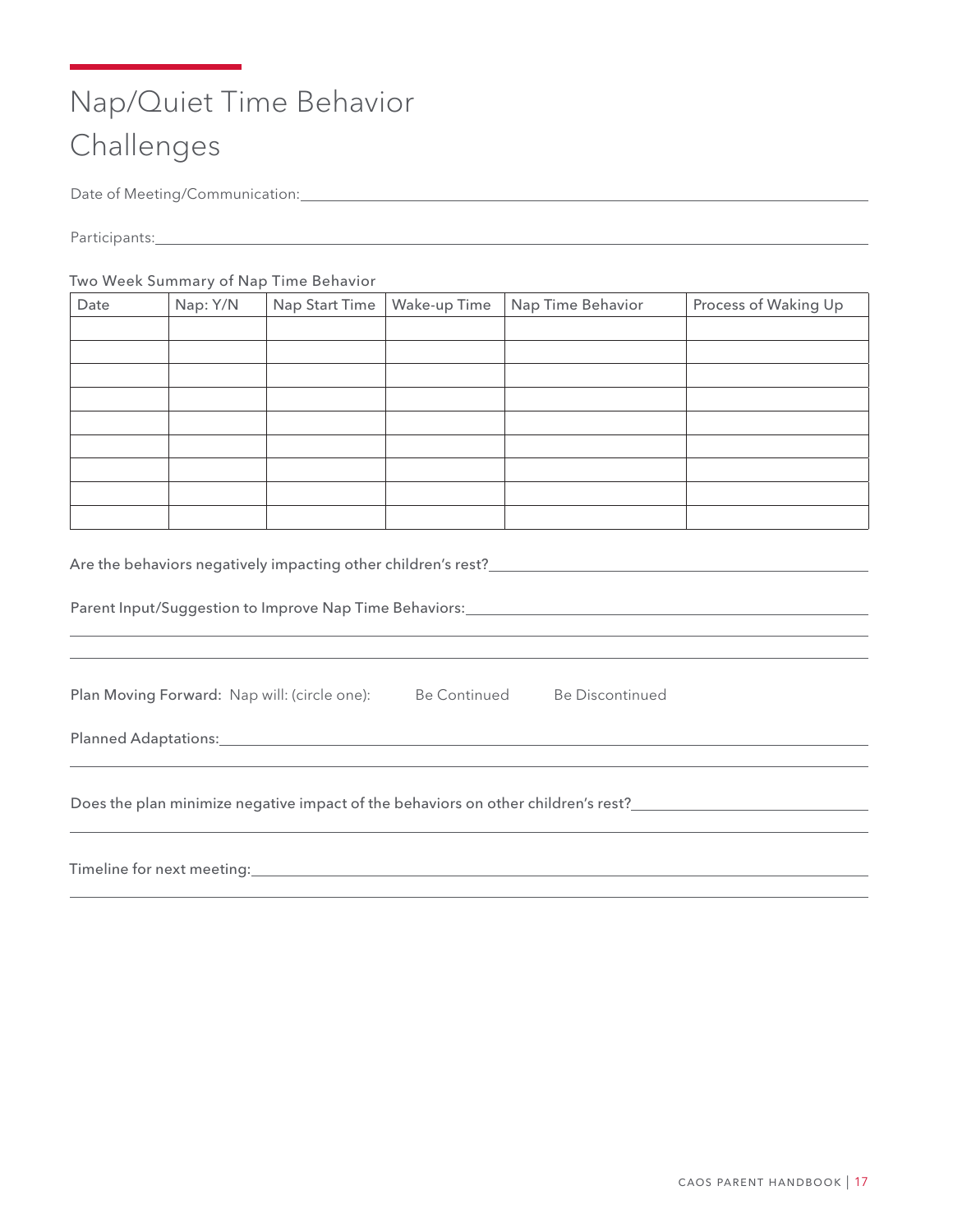# Nap/Quiet Time Behavior Challenges

Date of Meeting/Communication: ______________________________________________

Participants: ______________________________________________

Two Week Summary of Nap Time Behavior

| Date | Nap: Y/N | Nap Start Time | Wake-up Time | Nap Time Behavior | Process of Waking Up |
|---|---|---|---|---|---|
| | | | | | |
| | | | | | |
| | | | | | |
| | | | | | |
| | | | | | |
| | | | | | |
| | | | | | |
| | | | | | |
| | | | | | |

Are the behaviors negatively impacting other children's rest? ______________________________________________

Parent Input/Suggestion to Improve Nap Time Behaviors: ______________________________________________

______________________________________________

______________________________________________

**Plan Moving Forward:** Nap will: (circle one): Be Continued Be Discontinued

Planned Adaptations: ______________________________________________

______________________________________________

Does the plan minimize negative impact of the behaviors on other children's rest? ______________________________________________

______________________________________________

Timeline for next meeting: ______________________________________________

______________________________________________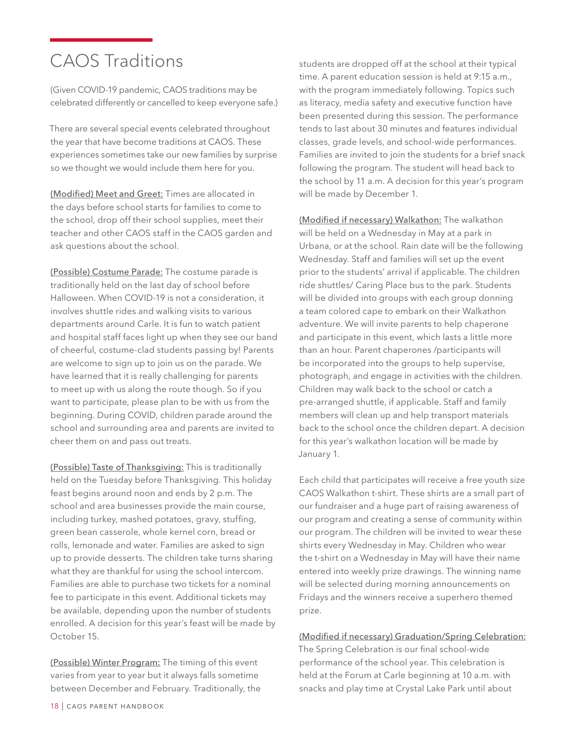# CAOS Traditions

(Given COVID-19 pandemic, CAOS traditions may be celebrated differently or cancelled to keep everyone safe.)

There are several special events celebrated throughout the year that have become traditions at CAOS. These experiences sometimes take our new families by surprise so we thought we would include them here for you.

(Modified) Meet and Greet: Times are allocated in the days before school starts for families to come to the school, drop off their school supplies, meet their teacher and other CAOS staff in the CAOS garden and ask questions about the school.

(Possible) Costume Parade: The costume parade is traditionally held on the last day of school before Halloween. When COVID-19 is not a consideration, it involves shuttle rides and walking visits to various departments around Carle. It is fun to watch patient and hospital staff faces light up when they see our band of cheerful, costume-clad students passing by! Parents are welcome to sign up to join us on the parade. We have learned that it is really challenging for parents to meet up with us along the route though. So if you want to participate, please plan to be with us from the beginning. During COVID, children parade around the school and surrounding area and parents are invited to cheer them on and pass out treats.

(Possible) Taste of Thanksgiving: This is traditionally held on the Tuesday before Thanksgiving. This holiday feast begins around noon and ends by 2 p.m. The school and area businesses provide the main course, including turkey, mashed potatoes, gravy, stuffing, green bean casserole, whole kernel corn, bread or rolls, lemonade and water. Families are asked to sign up to provide desserts. The children take turns sharing what they are thankful for using the school intercom. Families are able to purchase two tickets for a nominal fee to participate in this event. Additional tickets may be available, depending upon the number of students enrolled. A decision for this year's feast will be made by October 15.

(Possible) Winter Program: The timing of this event varies from year to year but it always falls sometime between December and February. Traditionally, the students are dropped off at the school at their typical time. A parent education session is held at 9:15 a.m., with the program immediately following. Topics such as literacy, media safety and executive function have been presented during this session. The performance tends to last about 30 minutes and features individual classes, grade levels, and school-wide performances. Families are invited to join the students for a brief snack following the program. The student will head back to the school by 11 a.m. A decision for this year's program will be made by December 1.

(Modified if necessary) Walkathon: The walkathon will be held on a Wednesday in May at a park in Urbana, or at the school. Rain date will be the following Wednesday. Staff and families will set up the event prior to the students' arrival if applicable. The children ride shuttles/ Caring Place bus to the park. Students will be divided into groups with each group donning a team colored cape to embark on their Walkathon adventure. We will invite parents to help chaperone and participate in this event, which lasts a little more than an hour. Parent chaperones /participants will be incorporated into the groups to help supervise, photograph, and engage in activities with the children. Children may walk back to the school or catch a pre-arranged shuttle, if applicable. Staff and family members will clean up and help transport materials back to the school once the children depart. A decision for this year's walkathon location will be made by January 1.

Each child that participates will receive a free youth size CAOS Walkathon t-shirt. These shirts are a small part of our fundraiser and a huge part of raising awareness of our program and creating a sense of community within our program. The children will be invited to wear these shirts every Wednesday in May. Children who wear the t-shirt on a Wednesday in May will have their name entered into weekly prize drawings. The winning name will be selected during morning announcements on Fridays and the winners receive a superhero themed prize.

(Modified if necessary) Graduation/Spring Celebration: The Spring Celebration is our final school-wide performance of the school year. This celebration is held at the Forum at Carle beginning at 10 a.m. with snacks and play time at Crystal Lake Park until about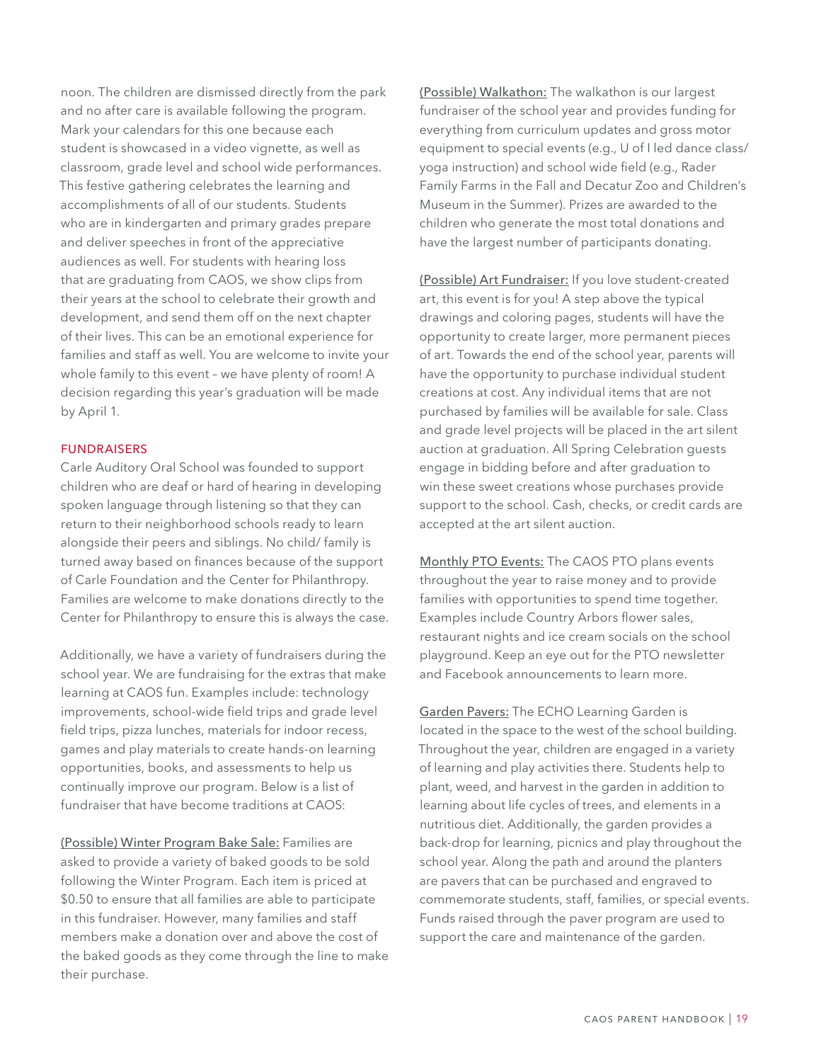noon. The children are dismissed directly from the park and no after care is available following the program. Mark your calendars for this one because each student is showcased in a video vignette, as well as classroom, grade level and school wide performances. This festive gathering celebrates the learning and accomplishments of all of our students. Students who are in kindergarten and primary grades prepare and deliver speeches in front of the appreciative audiences as well. For students with hearing loss that are graduating from CAOS, we show clips from their years at the school to celebrate their growth and development, and send them off on the next chapter of their lives. This can be an emotional experience for families and staff as well. You are welcome to invite your whole family to this event – we have plenty of room! A decision regarding this year's graduation will be made by April 1.

## FUNDRAISERS

Carle Auditory Oral School was founded to support children who are deaf or hard of hearing in developing spoken language through listening so that they can return to their neighborhood schools ready to learn alongside their peers and siblings. No child/ family is turned away based on finances because of the support of Carle Foundation and the Center for Philanthropy. Families are welcome to make donations directly to the Center for Philanthropy to ensure this is always the case.

Additionally, we have a variety of fundraisers during the school year. We are fundraising for the extras that make learning at CAOS fun. Examples include: technology improvements, school-wide field trips and grade level field trips, pizza lunches, materials for indoor recess, games and play materials to create hands-on learning opportunities, books, and assessments to help us continually improve our program. Below is a list of fundraiser that have become traditions at CAOS:

<u>(Possible) Winter Program Bake Sale:</u> Families are asked to provide a variety of baked goods to be sold following the Winter Program. Each item is priced at $0.50 to ensure that all families are able to participate in this fundraiser. However, many families and staff members make a donation over and above the cost of the baked goods as they come through the line to make their purchase.

<u>(Possible) Walkathon:</u> The walkathon is our largest fundraiser of the school year and provides funding for everything from curriculum updates and gross motor equipment to special events (e.g., U of I led dance class/ yoga instruction) and school wide field (e.g., Rader Family Farms in the Fall and Decatur Zoo and Children's Museum in the Summer). Prizes are awarded to the children who generate the most total donations and have the largest number of participants donating.

<u>(Possible) Art Fundraiser:</u> If you love student-created art, this event is for you! A step above the typical drawings and coloring pages, students will have the opportunity to create larger, more permanent pieces of art. Towards the end of the school year, parents will have the opportunity to purchase individual student creations at cost. Any individual items that are not purchased by families will be available for sale. Class and grade level projects will be placed in the art silent auction at graduation. All Spring Celebration guests engage in bidding before and after graduation to win these sweet creations whose purchases provide support to the school. Cash, checks, or credit cards are accepted at the art silent auction.

<u>Monthly PTO Events:</u> The CAOS PTO plans events throughout the year to raise money and to provide families with opportunities to spend time together. Examples include Country Arbors flower sales, restaurant nights and ice cream socials on the school playground. Keep an eye out for the PTO newsletter and Facebook announcements to learn more.

<u>Garden Pavers:</u> The ECHO Learning Garden is located in the space to the west of the school building. Throughout the year, children are engaged in a variety of learning and play activities there. Students help to plant, weed, and harvest in the garden in addition to learning about life cycles of trees, and elements in a nutritious diet. Additionally, the garden provides a back-drop for learning, picnics and play throughout the school year. Along the path and around the planters are pavers that can be purchased and engraved to commemorate students, staff, families, or special events. Funds raised through the paver program are used to support the care and maintenance of the garden.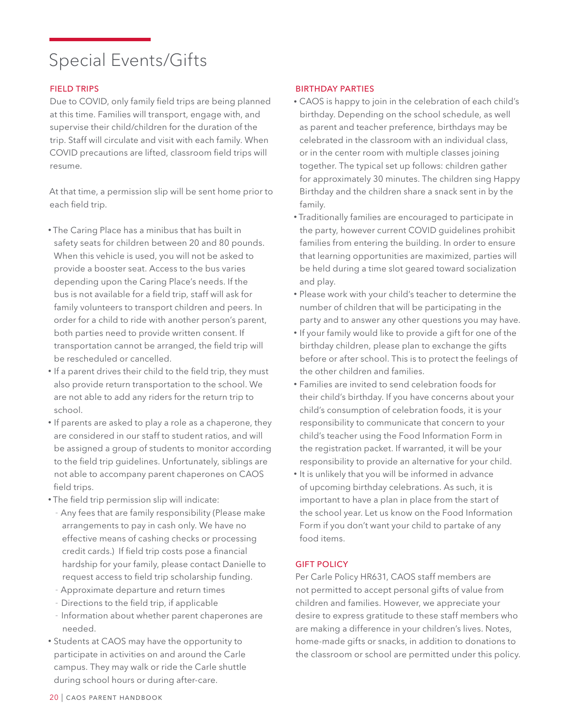# Special Events/Gifts

## FIELD TRIPS

Due to COVID, only family field trips are being planned at this time. Families will transport, engage with, and supervise their child/children for the duration of the trip. Staff will circulate and visit with each family. When COVID precautions are lifted, classroom field trips will resume.

At that time, a permission slip will be sent home prior to each field trip.

- The Caring Place has a minibus that has built in safety seats for children between 20 and 80 pounds. When this vehicle is used, you will not be asked to provide a booster seat. Access to the bus varies depending upon the Caring Place's needs. If the bus is not available for a field trip, staff will ask for family volunteers to transport children and peers. In order for a child to ride with another person's parent, both parties need to provide written consent. If transportation cannot be arranged, the field trip will be rescheduled or cancelled.
- If a parent drives their child to the field trip, they must also provide return transportation to the school. We are not able to add any riders for the return trip to school.
- If parents are asked to play a role as a chaperone, they are considered in our staff to student ratios, and will be assigned a group of students to monitor according to the field trip guidelines. Unfortunately, siblings are not able to accompany parent chaperones on CAOS field trips.
- The field trip permission slip will indicate:
  - Any fees that are family responsibility (Please make arrangements to pay in cash only. We have no effective means of cashing checks or processing credit cards.) If field trip costs pose a financial hardship for your family, please contact Danielle to request access to field trip scholarship funding.
  - Approximate departure and return times
  - Directions to the field trip, if applicable
  - Information about whether parent chaperones are needed.
- Students at CAOS may have the opportunity to participate in activities on and around the Carle campus. They may walk or ride the Carle shuttle during school hours or during after-care.

## BIRTHDAY PARTIES

- CAOS is happy to join in the celebration of each child's birthday. Depending on the school schedule, as well as parent and teacher preference, birthdays may be celebrated in the classroom with an individual class, or in the center room with multiple classes joining together. The typical set up follows: children gather for approximately 30 minutes. The children sing Happy Birthday and the children share a snack sent in by the family.
- Traditionally families are encouraged to participate in the party, however current COVID guidelines prohibit families from entering the building. In order to ensure that learning opportunities are maximized, parties will be held during a time slot geared toward socialization and play.
- Please work with your child's teacher to determine the number of children that will be participating in the party and to answer any other questions you may have.
- If your family would like to provide a gift for one of the birthday children, please plan to exchange the gifts before or after school. This is to protect the feelings of the other children and families.
- Families are invited to send celebration foods for their child's birthday. If you have concerns about your child's consumption of celebration foods, it is your responsibility to communicate that concern to your child's teacher using the Food Information Form in the registration packet. If warranted, it will be your responsibility to provide an alternative for your child.
- It is unlikely that you will be informed in advance of upcoming birthday celebrations. As such, it is important to have a plan in place from the start of the school year. Let us know on the Food Information Form if you don't want your child to partake of any food items.

## GIFT POLICY

Per Carle Policy HR631, CAOS staff members are not permitted to accept personal gifts of value from children and families. However, we appreciate your desire to express gratitude to these staff members who are making a difference in your children's lives. Notes, home-made gifts or snacks, in addition to donations to the classroom or school are permitted under this policy.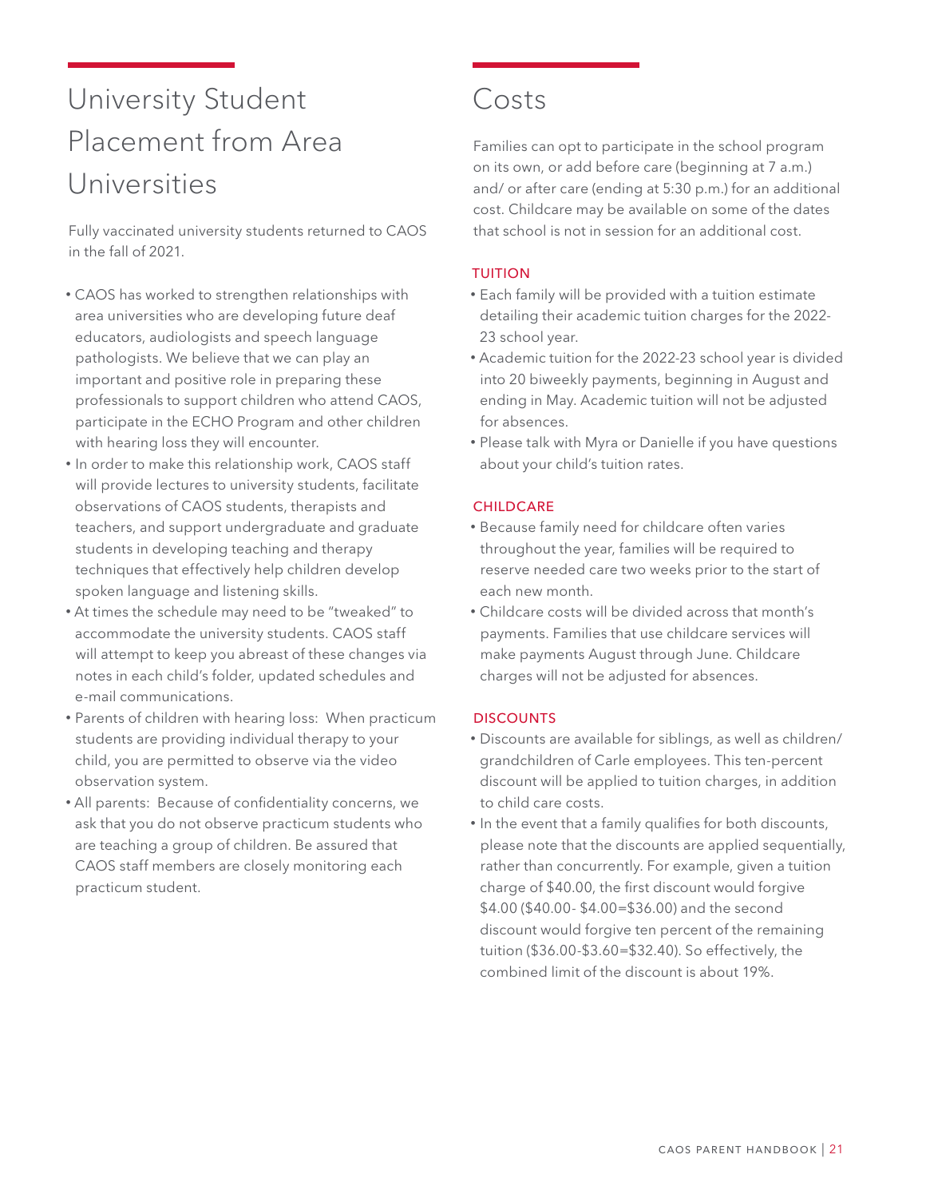# University Student Placement from Area Universities

Fully vaccinated university students returned to CAOS in the fall of 2021.

- CAOS has worked to strengthen relationships with area universities who are developing future deaf educators, audiologists and speech language pathologists. We believe that we can play an important and positive role in preparing these professionals to support children who attend CAOS, participate in the ECHO Program and other children with hearing loss they will encounter.
- In order to make this relationship work, CAOS staff will provide lectures to university students, facilitate observations of CAOS students, therapists and teachers, and support undergraduate and graduate students in developing teaching and therapy techniques that effectively help children develop spoken language and listening skills.
- At times the schedule may need to be "tweaked" to accommodate the university students. CAOS staff will attempt to keep you abreast of these changes via notes in each child's folder, updated schedules and e-mail communications.
- Parents of children with hearing loss: When practicum students are providing individual therapy to your child, you are permitted to observe via the video observation system.
- All parents: Because of confidentiality concerns, we ask that you do not observe practicum students who are teaching a group of children. Be assured that CAOS staff members are closely monitoring each practicum student.

# Costs

Families can opt to participate in the school program on its own, or add before care (beginning at 7 a.m.) and/ or after care (ending at 5:30 p.m.) for an additional cost. Childcare may be available on some of the dates that school is not in session for an additional cost.

## TUITION

- Each family will be provided with a tuition estimate detailing their academic tuition charges for the 2022-23 school year.
- Academic tuition for the 2022-23 school year is divided into 20 biweekly payments, beginning in August and ending in May. Academic tuition will not be adjusted for absences.
- Please talk with Myra or Danielle if you have questions about your child's tuition rates.

## CHILDCARE

- Because family need for childcare often varies throughout the year, families will be required to reserve needed care two weeks prior to the start of each new month.
- Childcare costs will be divided across that month's payments. Families that use childcare services will make payments August through June. Childcare charges will not be adjusted for absences.

## DISCOUNTS

- Discounts are available for siblings, as well as children/ grandchildren of Carle employees. This ten-percent discount will be applied to tuition charges, in addition to child care costs.
- In the event that a family qualifies for both discounts, please note that the discounts are applied sequentially, rather than concurrently. For example, given a tuition charge of $40.00, the first discount would forgive $4.00 ($40.00- $4.00=$36.00) and the second discount would forgive ten percent of the remaining tuition ($36.00-$3.60=$32.40). So effectively, the combined limit of the discount is about 19%.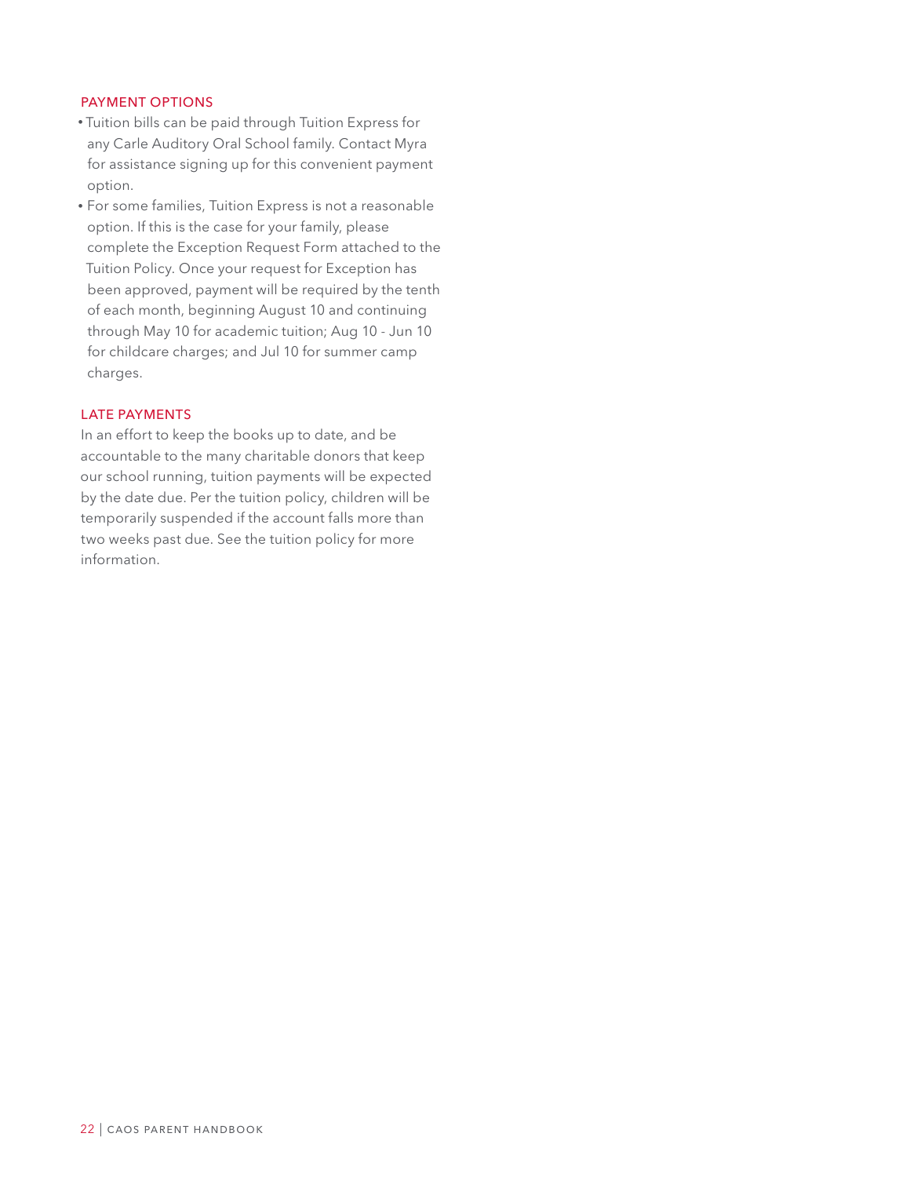## PAYMENT OPTIONS

- Tuition bills can be paid through Tuition Express for any Carle Auditory Oral School family. Contact Myra for assistance signing up for this convenient payment option.
- For some families, Tuition Express is not a reasonable option. If this is the case for your family, please complete the Exception Request Form attached to the Tuition Policy. Once your request for Exception has been approved, payment will be required by the tenth of each month, beginning August 10 and continuing through May 10 for academic tuition; Aug 10 - Jun 10 for childcare charges; and Jul 10 for summer camp charges.

## LATE PAYMENTS

In an effort to keep the books up to date, and be accountable to the many charitable donors that keep our school running, tuition payments will be expected by the date due. Per the tuition policy, children will be temporarily suspended if the account falls more than two weeks past due. See the tuition policy for more information.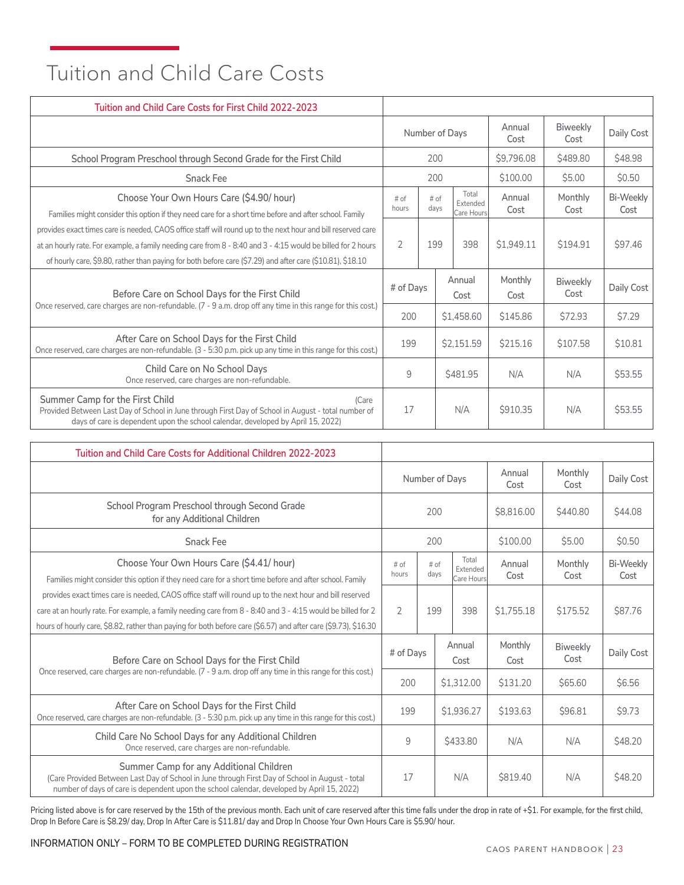# Tuition and Child Care Costs

| Tuition and Child Care Costs for First Child 2022-2023 | | | | | | |
|---|---|---|---|---|---|---|
| | Number of Days | | | Annual Cost | Biweekly Cost | Daily Cost |
| School Program Preschool through Second Grade for the First Child | 200 | | | $9,796.08 | $489.80 | $48.98 |
| Snack Fee | 200 | | | $100.00 | $5.00 | $0.50 |
| Choose Your Own Hours Care ($4.90/ hour) Families might consider this option if they need care for a short time before and after school. Family provides exact times care is needed, CAOS office staff will round up to the next hour and bill reserved care at an hourly rate. For example, a family needing care from 8 - 8:40 and 3 - 4:15 would be billed for 2 hours of hourly care, $9.80, rather than paying for both before care ($7.29) and after care ($10.81), $18.10 | # of hours | # of days | Total Extended Care Hours | Annual Cost | Monthly Cost | Bi-Weekly Cost |
| | 2 | 199 | 398 | $1,949.11 | $194.91 | $97.46 |
| Before Care on School Days for the First Child Once reserved, care charges are non-refundable. (7 - 9 a.m. drop off any time in this range for this cost.) | # of Days | Annual Cost | | Monthly Cost | Biweekly Cost | Daily Cost |
| | 200 | $1,458.60 | | $145.86 | $72.93 | $7.29 |
| After Care on School Days for the First Child Once reserved, care charges are non-refundable. (3 - 5:30 p.m. pick up any time in this range for this cost.) | 199 | $2,151.59 | | $215.16 | $107.58 | $10.81 |
| Child Care on No School Days Once reserved, care charges are non-refundable. | 9 | $481.95 | | N/A | N/A | $53.55 |
| Summer Camp for the First Child (Care Provided Between Last Day of School in June through First Day of School in August - total number of days of care is dependent upon the school calendar, developed by April 15, 2022) | 17 | N/A | | $910.35 | N/A | $53.55 |

| Tuition and Child Care Costs for Additional Children 2022-2023 | | | | | | |
|---|---|---|---|---|---|---|
| | Number of Days | | | Annual Cost | Monthly Cost | Daily Cost |
| School Program Preschool through Second Grade for any Additional Children | 200 | | | $8,816.00 | $440.80 | $44.08 |
| Snack Fee | 200 | | | $100.00 | $5.00 | $0.50 |
| Choose Your Own Hours Care ($4.41/ hour) Families might consider this option if they need care for a short time before and after school. Family provides exact times care is needed, CAOS office staff will round up to the next hour and bill reserved care at an hourly rate. For example, a family needing care from 8 - 8:40 and 3 - 4:15 would be billed for 2 hours of hourly care, $8.82, rather than paying for both before care ($6.57) and after care ($9.73), $16.30 | # of hours | # of days | Total Extended Care Hours | Annual Cost | Monthly Cost | Bi-Weekly Cost |
| | 2 | 199 | 398 | $1,755.18 | $175.52 | $87.76 |
| Before Care on School Days for the First Child Once reserved, care charges are non-refundable. (7 - 9 a.m. drop off any time in this range for this cost.) | # of Days | Annual Cost | | Monthly Cost | Biweekly Cost | Daily Cost |
| | 200 | $1,312.00 | | $131.20 | $65.60 | $6.56 |
| After Care on School Days for the First Child Once reserved, care charges are non-refundable. (3 - 5:30 p.m. pick up any time in this range for this cost.) | 199 | $1,936.27 | | $193.63 | $96.81 | $9.73 |
| Child Care No School Days for any Additional Children Once reserved, care charges are non-refundable. | 9 | $433.80 | | N/A | N/A | $48.20 |
| Summer Camp for any Additional Children (Care Provided Between Last Day of School in June through First Day of School in August - total number of days of care is dependent upon the school calendar, developed by April 15, 2022) | 17 | N/A | | $819.40 | N/A | $48.20 |

Pricing listed above is for care reserved by the 15th of the previous month. Each unit of care reserved after this time falls under the drop in rate of +$1. For example, for the first child, Drop In Before Care is $8.29/ day, Drop In After Care is $11.81/ day and Drop In Choose Your Own Hours Care is $5.90/ hour.

INFORMATION ONLY – FORM TO BE COMPLETED DURING REGISTRATION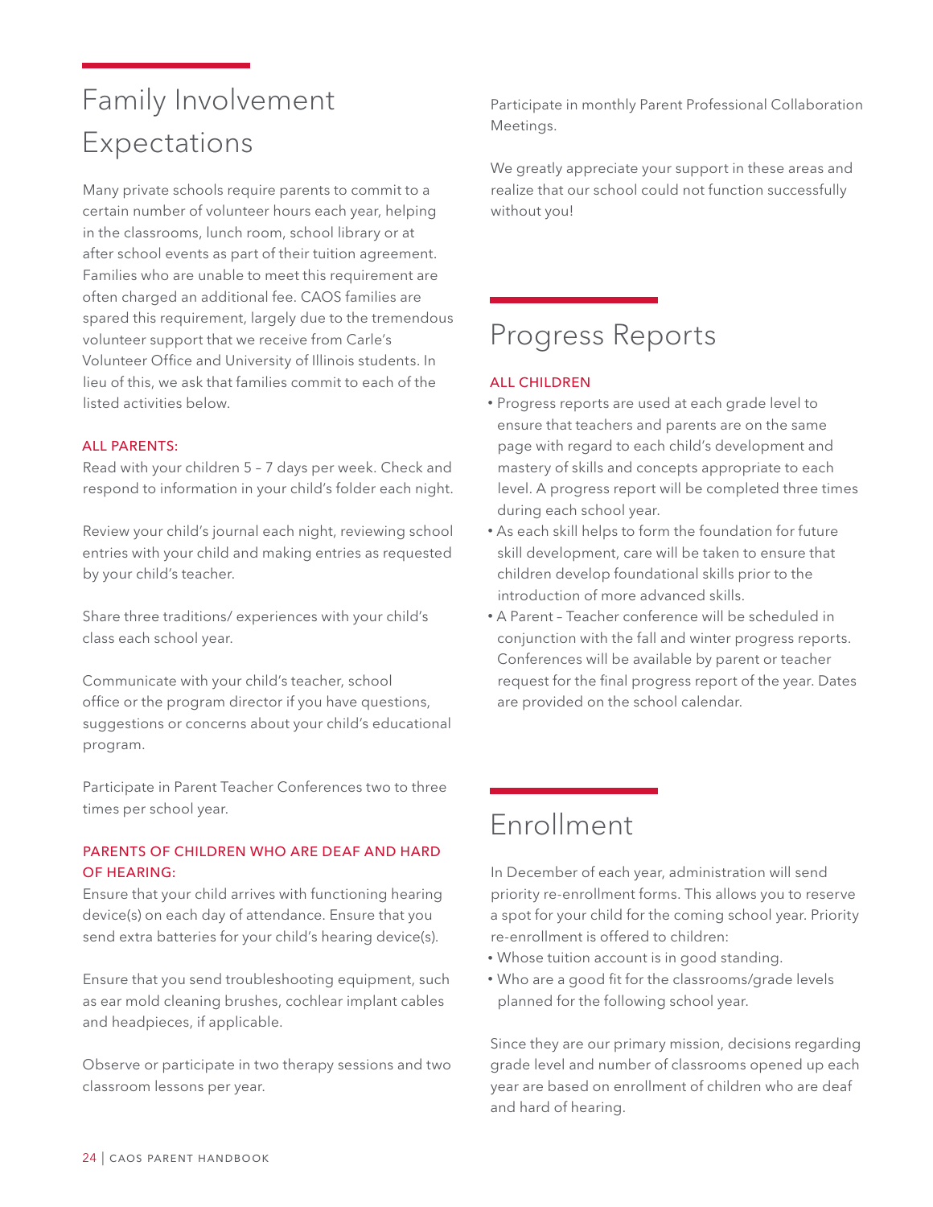## Family Involvement Expectations

Many private schools require parents to commit to a certain number of volunteer hours each year, helping in the classrooms, lunch room, school library or at after school events as part of their tuition agreement. Families who are unable to meet this requirement are often charged an additional fee. CAOS families are spared this requirement, largely due to the tremendous volunteer support that we receive from Carle's Volunteer Office and University of Illinois students. In lieu of this, we ask that families commit to each of the listed activities below.

ALL PARENTS:

Read with your children 5 – 7 days per week. Check and respond to information in your child's folder each night.

Review your child's journal each night, reviewing school entries with your child and making entries as requested by your child's teacher.

Share three traditions/ experiences with your child's class each school year.

Communicate with your child's teacher, school office or the program director if you have questions, suggestions or concerns about your child's educational program.

Participate in Parent Teacher Conferences two to three times per school year.

PARENTS OF CHILDREN WHO ARE DEAF AND HARD OF HEARING:

Ensure that your child arrives with functioning hearing device(s) on each day of attendance. Ensure that you send extra batteries for your child's hearing device(s).

Ensure that you send troubleshooting equipment, such as ear mold cleaning brushes, cochlear implant cables and headpieces, if applicable.

Observe or participate in two therapy sessions and two classroom lessons per year.

Participate in monthly Parent Professional Collaboration Meetings.

We greatly appreciate your support in these areas and realize that our school could not function successfully without you!

## Progress Reports

ALL CHILDREN

- Progress reports are used at each grade level to ensure that teachers and parents are on the same page with regard to each child's development and mastery of skills and concepts appropriate to each level. A progress report will be completed three times during each school year.
- As each skill helps to form the foundation for future skill development, care will be taken to ensure that children develop foundational skills prior to the introduction of more advanced skills.
- A Parent – Teacher conference will be scheduled in conjunction with the fall and winter progress reports. Conferences will be available by parent or teacher request for the final progress report of the year. Dates are provided on the school calendar.

## Enrollment

In December of each year, administration will send priority re-enrollment forms. This allows you to reserve a spot for your child for the coming school year. Priority re-enrollment is offered to children:

- Whose tuition account is in good standing.
- Who are a good fit for the classrooms/grade levels planned for the following school year.

Since they are our primary mission, decisions regarding grade level and number of classrooms opened up each year are based on enrollment of children who are deaf and hard of hearing.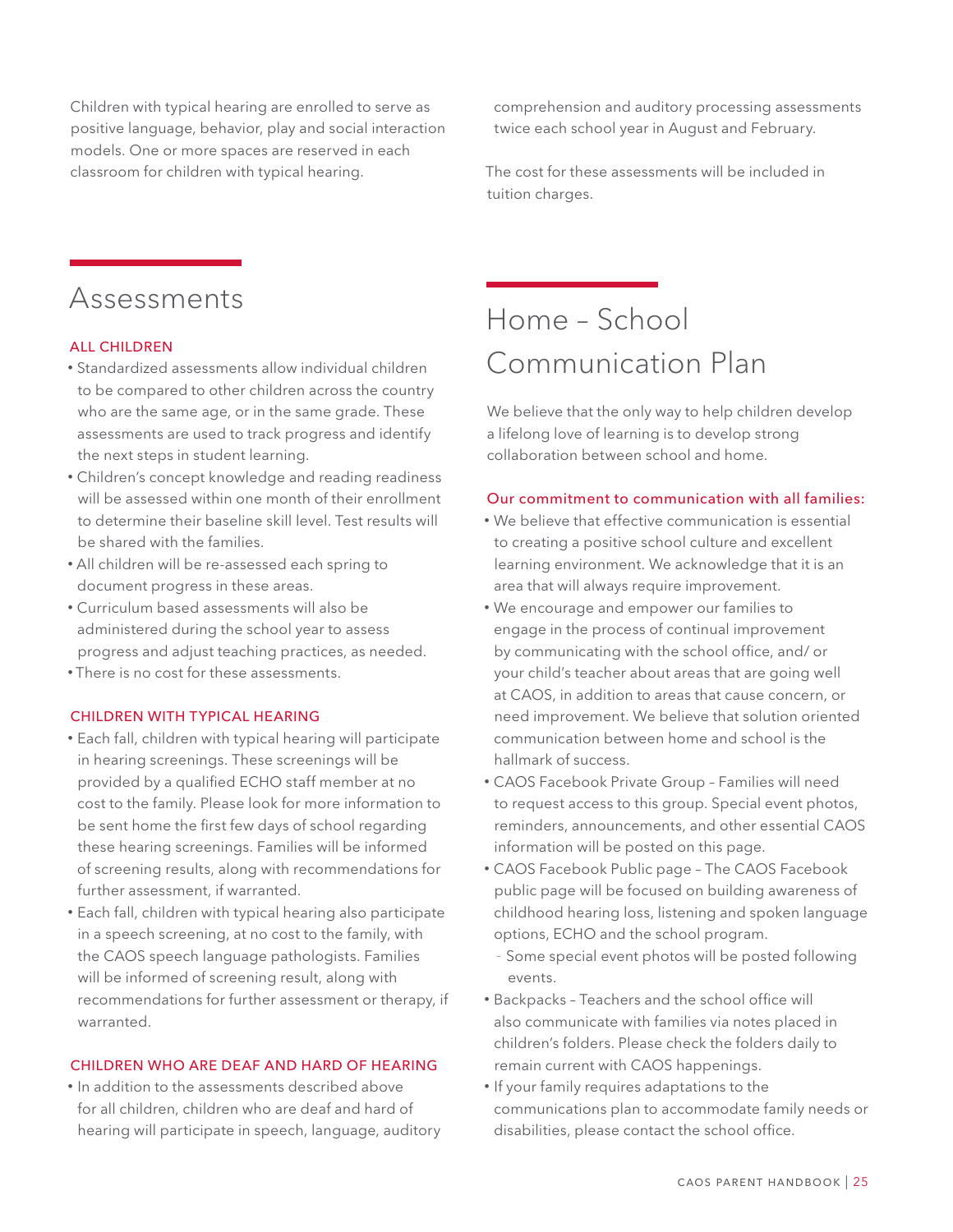Children with typical hearing are enrolled to serve as positive language, behavior, play and social interaction models. One or more spaces are reserved in each classroom for children with typical hearing.

## Assessments

### ALL CHILDREN

- Standardized assessments allow individual children to be compared to other children across the country who are the same age, or in the same grade. These assessments are used to track progress and identify the next steps in student learning.
- Children's concept knowledge and reading readiness will be assessed within one month of their enrollment to determine their baseline skill level. Test results will be shared with the families.
- All children will be re-assessed each spring to document progress in these areas.
- Curriculum based assessments will also be administered during the school year to assess progress and adjust teaching practices, as needed.
- There is no cost for these assessments.

### CHILDREN WITH TYPICAL HEARING

- Each fall, children with typical hearing will participate in hearing screenings. These screenings will be provided by a qualified ECHO staff member at no cost to the family. Please look for more information to be sent home the first few days of school regarding these hearing screenings. Families will be informed of screening results, along with recommendations for further assessment, if warranted.
- Each fall, children with typical hearing also participate in a speech screening, at no cost to the family, with the CAOS speech language pathologists. Families will be informed of screening result, along with recommendations for further assessment or therapy, if warranted.

### CHILDREN WHO ARE DEAF AND HARD OF HEARING

- In addition to the assessments described above for all children, children who are deaf and hard of hearing will participate in speech, language, auditory comprehension and auditory processing assessments twice each school year in August and February.

The cost for these assessments will be included in tuition charges.

## Home – School Communication Plan

We believe that the only way to help children develop a lifelong love of learning is to develop strong collaboration between school and home.

### Our commitment to communication with all families:

- We believe that effective communication is essential to creating a positive school culture and excellent learning environment. We acknowledge that it is an area that will always require improvement.
- We encourage and empower our families to engage in the process of continual improvement by communicating with the school office, and/ or your child's teacher about areas that are going well at CAOS, in addition to areas that cause concern, or need improvement. We believe that solution oriented communication between home and school is the hallmark of success.
- CAOS Facebook Private Group – Families will need to request access to this group. Special event photos, reminders, announcements, and other essential CAOS information will be posted on this page.
- CAOS Facebook Public page – The CAOS Facebook public page will be focused on building awareness of childhood hearing loss, listening and spoken language options, ECHO and the school program.
  - Some special event photos will be posted following events.
- Backpacks – Teachers and the school office will also communicate with families via notes placed in children's folders. Please check the folders daily to remain current with CAOS happenings.
- If your family requires adaptations to the communications plan to accommodate family needs or disabilities, please contact the school office.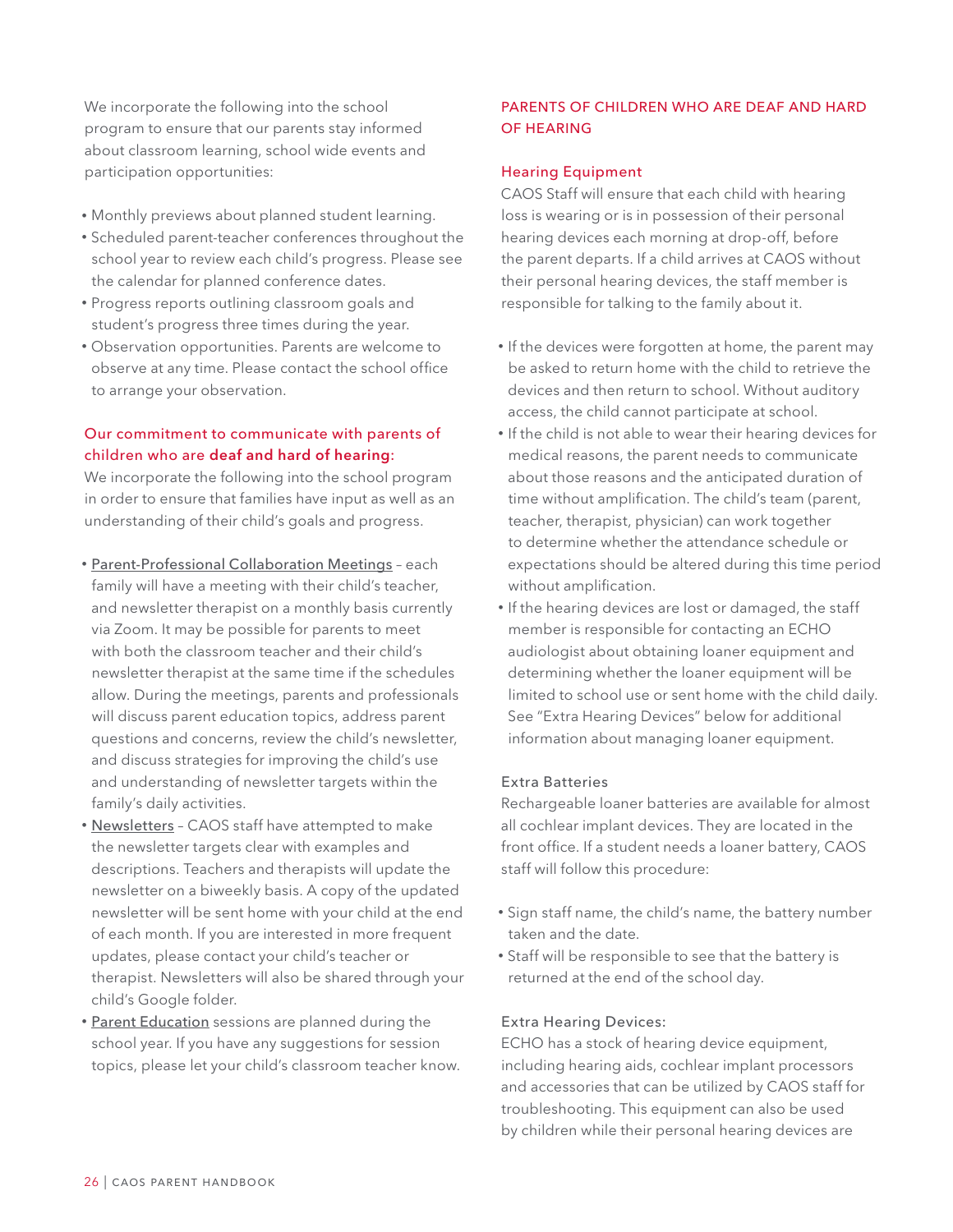We incorporate the following into the school program to ensure that our parents stay informed about classroom learning, school wide events and participation opportunities:

- Monthly previews about planned student learning.
- Scheduled parent-teacher conferences throughout the school year to review each child's progress. Please see the calendar for planned conference dates.
- Progress reports outlining classroom goals and student's progress three times during the year.
- Observation opportunities. Parents are welcome to observe at any time. Please contact the school office to arrange your observation.

### Our commitment to communicate with parents of children who are **deaf and hard of hearing:**

We incorporate the following into the school program in order to ensure that families have input as well as an understanding of their child's goals and progress.

- Parent-Professional Collaboration Meetings – each family will have a meeting with their child's teacher, and newsletter therapist on a monthly basis currently via Zoom. It may be possible for parents to meet with both the classroom teacher and their child's newsletter therapist at the same time if the schedules allow. During the meetings, parents and professionals will discuss parent education topics, address parent questions and concerns, review the child's newsletter, and discuss strategies for improving the child's use and understanding of newsletter targets within the family's daily activities.
- Newsletters – CAOS staff have attempted to make the newsletter targets clear with examples and descriptions. Teachers and therapists will update the newsletter on a biweekly basis. A copy of the updated newsletter will be sent home with your child at the end of each month. If you are interested in more frequent updates, please contact your child's teacher or therapist. Newsletters will also be shared through your child's Google folder.
- Parent Education sessions are planned during the school year. If you have any suggestions for session topics, please let your child's classroom teacher know.

## PARENTS OF CHILDREN WHO ARE DEAF AND HARD OF HEARING

### Hearing Equipment

CAOS Staff will ensure that each child with hearing loss is wearing or is in possession of their personal hearing devices each morning at drop-off, before the parent departs. If a child arrives at CAOS without their personal hearing devices, the staff member is responsible for talking to the family about it.

- If the devices were forgotten at home, the parent may be asked to return home with the child to retrieve the devices and then return to school. Without auditory access, the child cannot participate at school.
- If the child is not able to wear their hearing devices for medical reasons, the parent needs to communicate about those reasons and the anticipated duration of time without amplification. The child's team (parent, teacher, therapist, physician) can work together to determine whether the attendance schedule or expectations should be altered during this time period without amplification.
- If the hearing devices are lost or damaged, the staff member is responsible for contacting an ECHO audiologist about obtaining loaner equipment and determining whether the loaner equipment will be limited to school use or sent home with the child daily. See "Extra Hearing Devices" below for additional information about managing loaner equipment.

#### Extra Batteries

Rechargeable loaner batteries are available for almost all cochlear implant devices. They are located in the front office. If a student needs a loaner battery, CAOS staff will follow this procedure:

- Sign staff name, the child's name, the battery number taken and the date.
- Staff will be responsible to see that the battery is returned at the end of the school day.

#### Extra Hearing Devices:

ECHO has a stock of hearing device equipment, including hearing aids, cochlear implant processors and accessories that can be utilized by CAOS staff for troubleshooting. This equipment can also be used by children while their personal hearing devices are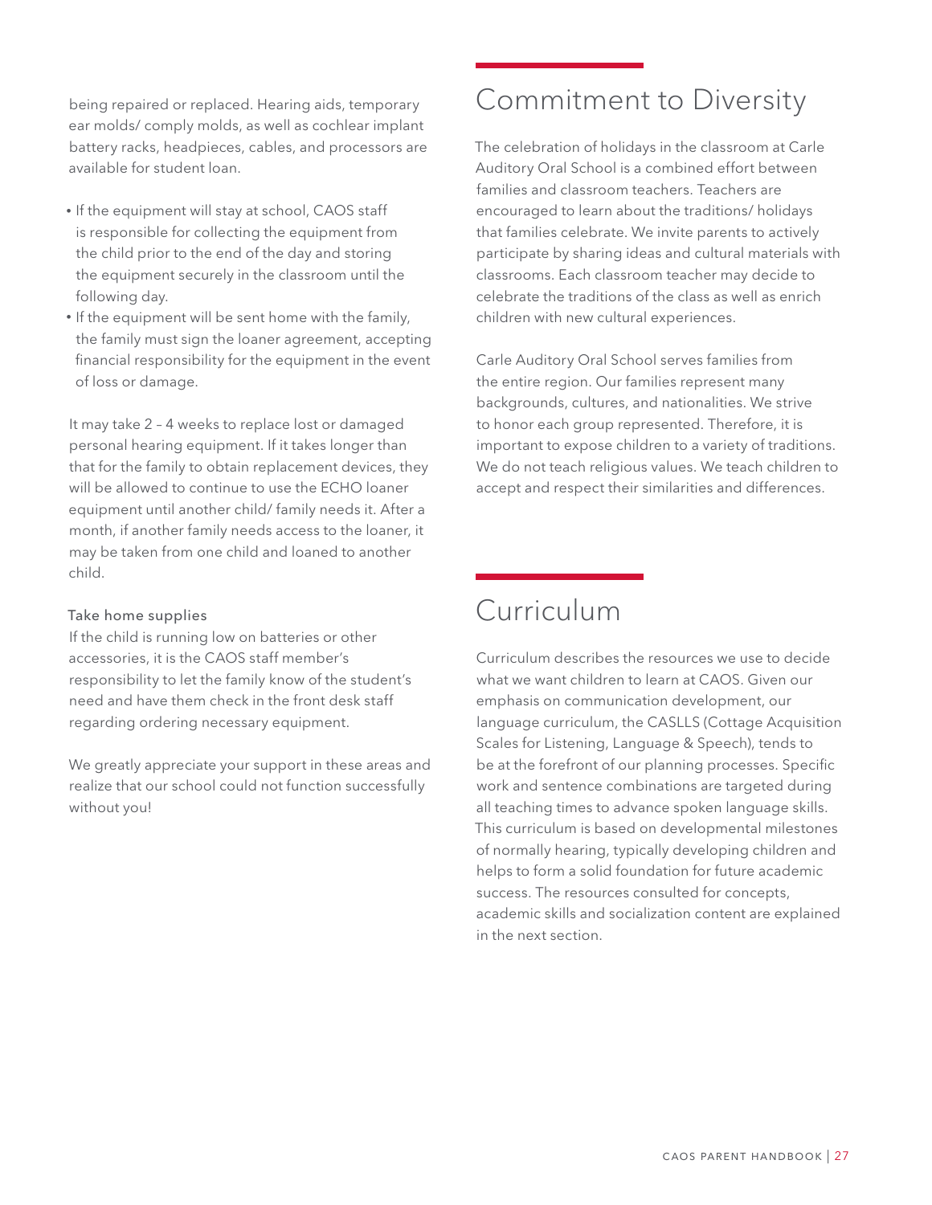being repaired or replaced. Hearing aids, temporary ear molds/ comply molds, as well as cochlear implant battery racks, headpieces, cables, and processors are available for student loan.

- If the equipment will stay at school, CAOS staff is responsible for collecting the equipment from the child prior to the end of the day and storing the equipment securely in the classroom until the following day.
- If the equipment will be sent home with the family, the family must sign the loaner agreement, accepting financial responsibility for the equipment in the event of loss or damage.

It may take 2 – 4 weeks to replace lost or damaged personal hearing equipment. If it takes longer than that for the family to obtain replacement devices, they will be allowed to continue to use the ECHO loaner equipment until another child/ family needs it. After a month, if another family needs access to the loaner, it may be taken from one child and loaned to another child.

### Take home supplies

If the child is running low on batteries or other accessories, it is the CAOS staff member's responsibility to let the family know of the student's need and have them check in the front desk staff regarding ordering necessary equipment.

We greatly appreciate your support in these areas and realize that our school could not function successfully without you!

## Commitment to Diversity

The celebration of holidays in the classroom at Carle Auditory Oral School is a combined effort between families and classroom teachers. Teachers are encouraged to learn about the traditions/ holidays that families celebrate. We invite parents to actively participate by sharing ideas and cultural materials with classrooms. Each classroom teacher may decide to celebrate the traditions of the class as well as enrich children with new cultural experiences.

Carle Auditory Oral School serves families from the entire region. Our families represent many backgrounds, cultures, and nationalities. We strive to honor each group represented. Therefore, it is important to expose children to a variety of traditions. We do not teach religious values. We teach children to accept and respect their similarities and differences.

## Curriculum

Curriculum describes the resources we use to decide what we want children to learn at CAOS. Given our emphasis on communication development, our language curriculum, the CASLLS (Cottage Acquisition Scales for Listening, Language & Speech), tends to be at the forefront of our planning processes. Specific work and sentence combinations are targeted during all teaching times to advance spoken language skills. This curriculum is based on developmental milestones of normally hearing, typically developing children and helps to form a solid foundation for future academic success. The resources consulted for concepts, academic skills and socialization content are explained in the next section.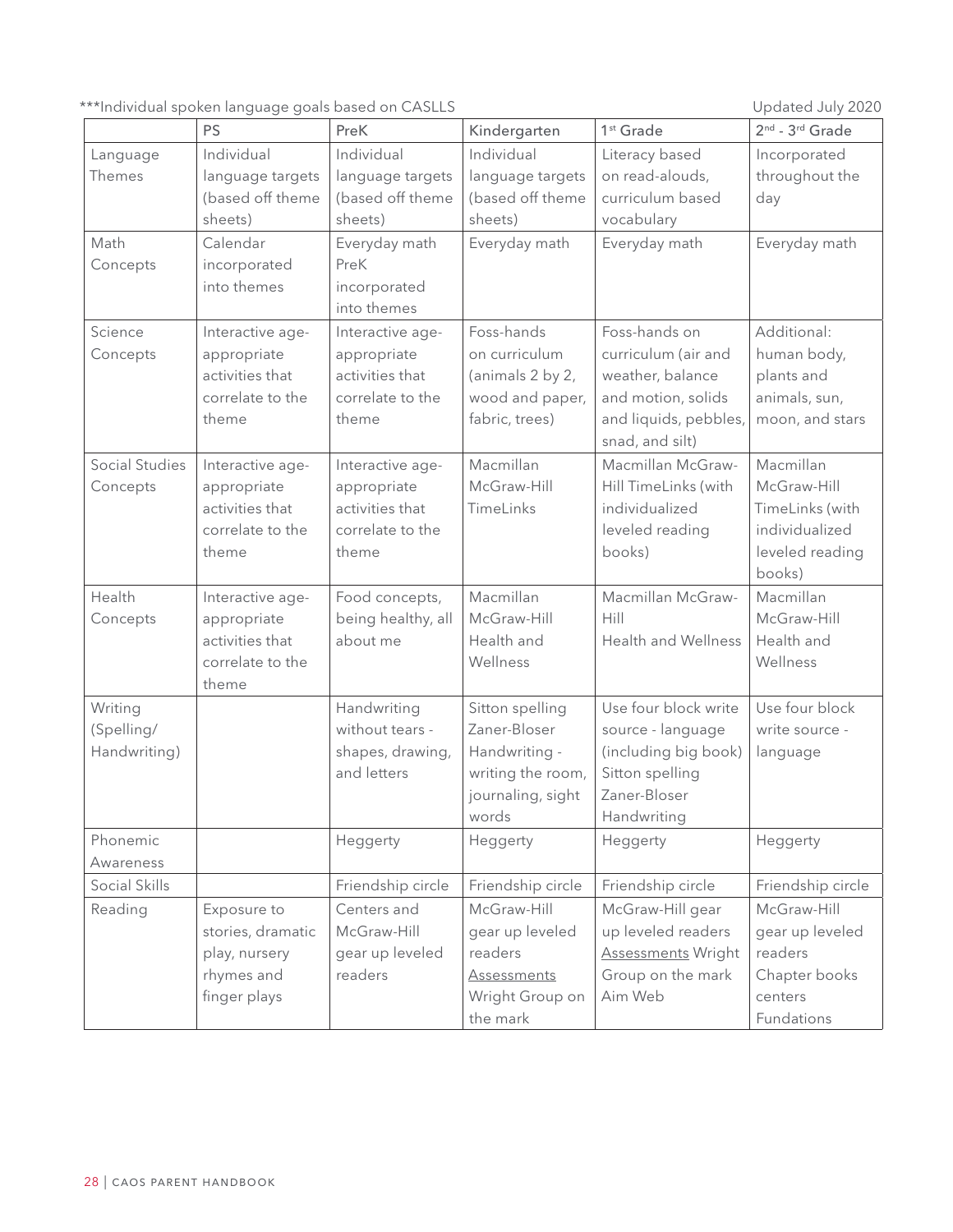***Individual spoken language goals based on CASLLS

Updated July 2020

| | PS | PreK | Kindergarten | 1st Grade | 2nd - 3rd Grade |
|---|---|---|---|---|---|
| Language Themes | Individual language targets (based off theme sheets) | Individual language targets (based off theme sheets) | Individual language targets (based off theme sheets) | Literacy based on read-alouds, curriculum based vocabulary | Incorporated throughout the day |
| Math Concepts | Calendar incorporated into themes | Everyday math PreK incorporated into themes | Everyday math | Everyday math | Everyday math |
| Science Concepts | Interactive age-appropriate activities that correlate to the theme | Interactive age-appropriate activities that correlate to the theme | Foss-hands on curriculum (animals 2 by 2, wood and paper, fabric, trees) | Foss-hands on curriculum (air and weather, balance and motion, solids and liquids, pebbles, snad, and silt) | Additional: human body, plants and animals, sun, moon, and stars |
| Social Studies Concepts | Interactive age-appropriate activities that correlate to the theme | Interactive age-appropriate activities that correlate to the theme | Macmillan McGraw-Hill TimeLinks | Macmillan McGraw-Hill TimeLinks (with individualized leveled reading books) | Macmillan McGraw-Hill TimeLinks (with individualized leveled reading books) |
| Health Concepts | Interactive age-appropriate activities that correlate to the theme | Food concepts, being healthy, all about me | Macmillan McGraw-Hill Health and Wellness | Macmillan McGraw-Hill Health and Wellness | Macmillan McGraw-Hill Health and Wellness |
| Writing (Spelling/ Handwriting) | | Handwriting without tears - shapes, drawing, and letters | Sitton spelling Zaner-Bloser Handwriting - writing the room, journaling, sight words | Use four block write source - language (including big book) Sitton spelling Zaner-Bloser Handwriting | Use four block write source - language |
| Phonemic Awareness | | Heggerty | Heggerty | Heggerty | Heggerty |
| Social Skills | | Friendship circle | Friendship circle | Friendship circle | Friendship circle |
| Reading | Exposure to stories, dramatic play, nursery rhymes and finger plays | Centers and McGraw-Hill gear up leveled readers | McGraw-Hill gear up leveled readers Assessments Wright Group on the mark | McGraw-Hill gear up leveled readers Assessments Wright Group on the mark Aim Web | McGraw-Hill gear up leveled readers Chapter books centers Fundations |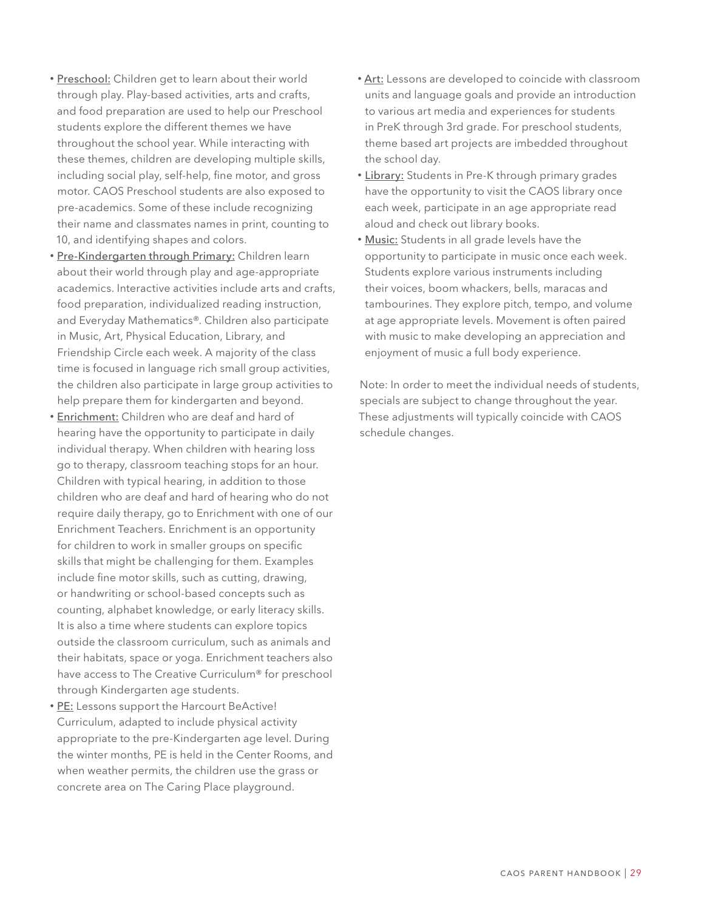- Preschool: Children get to learn about their world through play. Play-based activities, arts and crafts, and food preparation are used to help our Preschool students explore the different themes we have throughout the school year. While interacting with these themes, children are developing multiple skills, including social play, self-help, fine motor, and gross motor. CAOS Preschool students are also exposed to pre-academics. Some of these include recognizing their name and classmates names in print, counting to 10, and identifying shapes and colors.
- Pre-Kindergarten through Primary: Children learn about their world through play and age-appropriate academics. Interactive activities include arts and crafts, food preparation, individualized reading instruction, and Everyday Mathematics®. Children also participate in Music, Art, Physical Education, Library, and Friendship Circle each week. A majority of the class time is focused in language rich small group activities, the children also participate in large group activities to help prepare them for kindergarten and beyond.
- Enrichment: Children who are deaf and hard of hearing have the opportunity to participate in daily individual therapy. When children with hearing loss go to therapy, classroom teaching stops for an hour. Children with typical hearing, in addition to those children who are deaf and hard of hearing who do not require daily therapy, go to Enrichment with one of our Enrichment Teachers. Enrichment is an opportunity for children to work in smaller groups on specific skills that might be challenging for them. Examples include fine motor skills, such as cutting, drawing, or handwriting or school-based concepts such as counting, alphabet knowledge, or early literacy skills. It is also a time where students can explore topics outside the classroom curriculum, such as animals and their habitats, space or yoga. Enrichment teachers also have access to The Creative Curriculum® for preschool through Kindergarten age students.
- PE: Lessons support the Harcourt BeActive! Curriculum, adapted to include physical activity appropriate to the pre-Kindergarten age level. During the winter months, PE is held in the Center Rooms, and when weather permits, the children use the grass or concrete area on The Caring Place playground.
- Art: Lessons are developed to coincide with classroom units and language goals and provide an introduction to various art media and experiences for students in PreK through 3rd grade. For preschool students, theme based art projects are imbedded throughout the school day.
- Library: Students in Pre-K through primary grades have the opportunity to visit the CAOS library once each week, participate in an age appropriate read aloud and check out library books.
- Music: Students in all grade levels have the opportunity to participate in music once each week. Students explore various instruments including their voices, boom whackers, bells, maracas and tambourines. They explore pitch, tempo, and volume at age appropriate levels. Movement is often paired with music to make developing an appreciation and enjoyment of music a full body experience.

Note: In order to meet the individual needs of students, specials are subject to change throughout the year. These adjustments will typically coincide with CAOS schedule changes.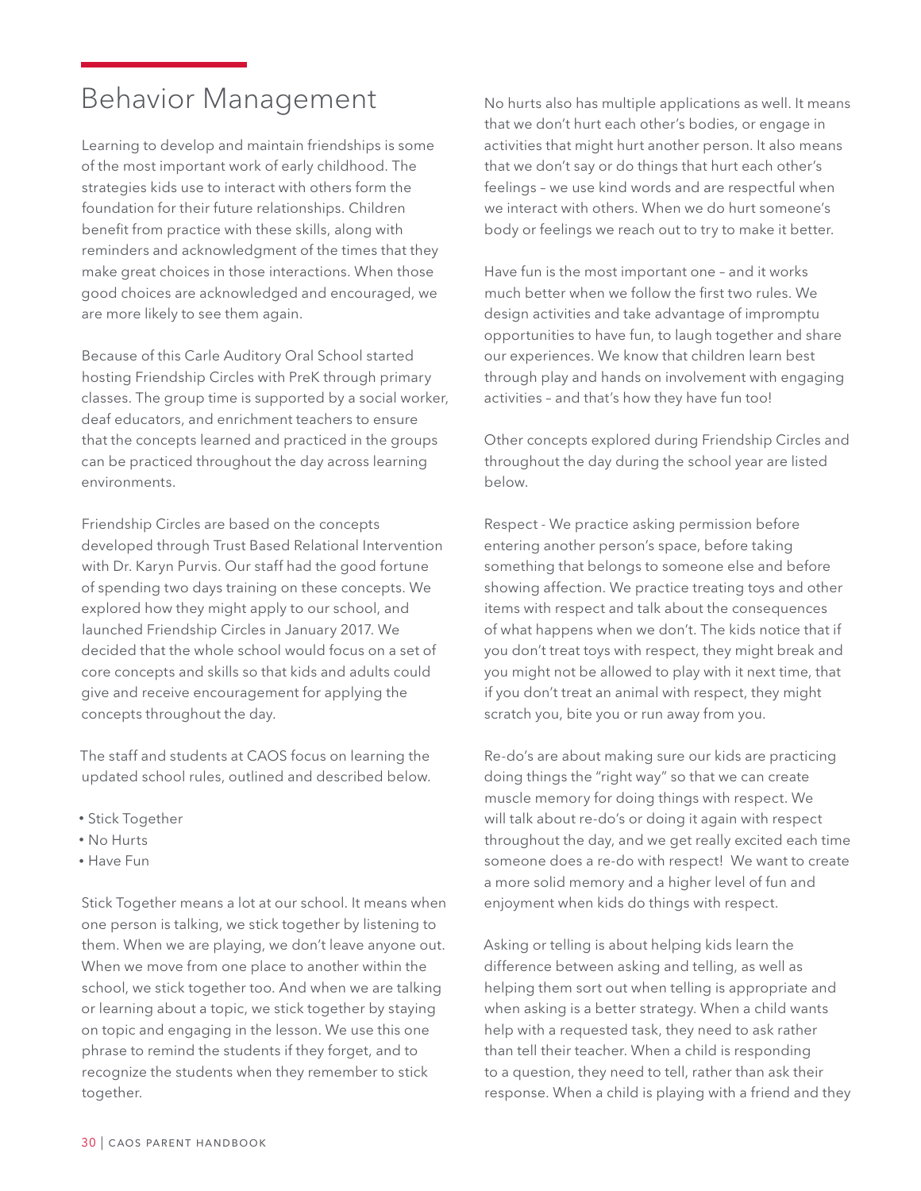# Behavior Management

Learning to develop and maintain friendships is some of the most important work of early childhood. The strategies kids use to interact with others form the foundation for their future relationships. Children benefit from practice with these skills, along with reminders and acknowledgment of the times that they make great choices in those interactions. When those good choices are acknowledged and encouraged, we are more likely to see them again.

Because of this Carle Auditory Oral School started hosting Friendship Circles with PreK through primary classes. The group time is supported by a social worker, deaf educators, and enrichment teachers to ensure that the concepts learned and practiced in the groups can be practiced throughout the day across learning environments.

Friendship Circles are based on the concepts developed through Trust Based Relational Intervention with Dr. Karyn Purvis. Our staff had the good fortune of spending two days training on these concepts. We explored how they might apply to our school, and launched Friendship Circles in January 2017. We decided that the whole school would focus on a set of core concepts and skills so that kids and adults could give and receive encouragement for applying the concepts throughout the day.

The staff and students at CAOS focus on learning the updated school rules, outlined and described below.

- Stick Together
- No Hurts
- Have Fun

Stick Together means a lot at our school. It means when one person is talking, we stick together by listening to them. When we are playing, we don't leave anyone out. When we move from one place to another within the school, we stick together too. And when we are talking or learning about a topic, we stick together by staying on topic and engaging in the lesson. We use this one phrase to remind the students if they forget, and to recognize the students when they remember to stick together.

No hurts also has multiple applications as well. It means that we don't hurt each other's bodies, or engage in activities that might hurt another person. It also means that we don't say or do things that hurt each other's feelings – we use kind words and are respectful when we interact with others. When we do hurt someone's body or feelings we reach out to try to make it better.

Have fun is the most important one – and it works much better when we follow the first two rules. We design activities and take advantage of impromptu opportunities to have fun, to laugh together and share our experiences. We know that children learn best through play and hands on involvement with engaging activities – and that's how they have fun too!

Other concepts explored during Friendship Circles and throughout the day during the school year are listed below.

Respect - We practice asking permission before entering another person's space, before taking something that belongs to someone else and before showing affection. We practice treating toys and other items with respect and talk about the consequences of what happens when we don't. The kids notice that if you don't treat toys with respect, they might break and you might not be allowed to play with it next time, that if you don't treat an animal with respect, they might scratch you, bite you or run away from you.

Re-do's are about making sure our kids are practicing doing things the "right way" so that we can create muscle memory for doing things with respect. We will talk about re-do's or doing it again with respect throughout the day, and we get really excited each time someone does a re-do with respect! We want to create a more solid memory and a higher level of fun and enjoyment when kids do things with respect.

Asking or telling is about helping kids learn the difference between asking and telling, as well as helping them sort out when telling is appropriate and when asking is a better strategy. When a child wants help with a requested task, they need to ask rather than tell their teacher. When a child is responding to a question, they need to tell, rather than ask their response. When a child is playing with a friend and they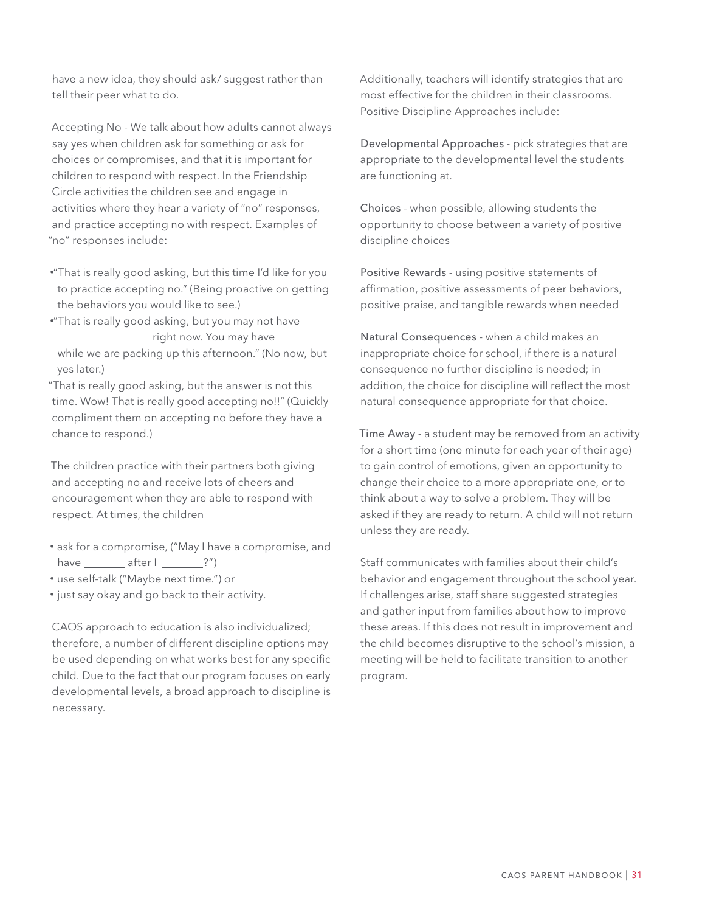have a new idea, they should ask/ suggest rather than tell their peer what to do.

Accepting No - We talk about how adults cannot always say yes when children ask for something or ask for choices or compromises, and that it is important for children to respond with respect. In the Friendship Circle activities the children see and engage in activities where they hear a variety of "no" responses, and practice accepting no with respect. Examples of "no" responses include:

- "That is really good asking, but this time I'd like for you to practice accepting no." (Being proactive on getting the behaviors you would like to see.)
- "That is really good asking, but you may not have _________________ right now. You may have ________ while we are packing up this afternoon." (No now, but yes later.)

"That is really good asking, but the answer is not this time. Wow! That is really good accepting no!!" (Quickly compliment them on accepting no before they have a chance to respond.)

The children practice with their partners both giving and accepting no and receive lots of cheers and encouragement when they are able to respond with respect. At times, the children

- ask for a compromise, ("May I have a compromise, and have ________ after I ________?")
- use self-talk ("Maybe next time.") or
- just say okay and go back to their activity.

CAOS approach to education is also individualized; therefore, a number of different discipline options may be used depending on what works best for any specific child. Due to the fact that our program focuses on early developmental levels, a broad approach to discipline is necessary.

Additionally, teachers will identify strategies that are most effective for the children in their classrooms. Positive Discipline Approaches include:

Developmental Approaches - pick strategies that are appropriate to the developmental level the students are functioning at.

Choices - when possible, allowing students the opportunity to choose between a variety of positive discipline choices

Positive Rewards - using positive statements of affirmation, positive assessments of peer behaviors, positive praise, and tangible rewards when needed

Natural Consequences - when a child makes an inappropriate choice for school, if there is a natural consequence no further discipline is needed; in addition, the choice for discipline will reflect the most natural consequence appropriate for that choice.

Time Away - a student may be removed from an activity for a short time (one minute for each year of their age) to gain control of emotions, given an opportunity to change their choice to a more appropriate one, or to think about a way to solve a problem. They will be asked if they are ready to return. A child will not return unless they are ready.

Staff communicates with families about their child's behavior and engagement throughout the school year. If challenges arise, staff share suggested strategies and gather input from families about how to improve these areas. If this does not result in improvement and the child becomes disruptive to the school's mission, a meeting will be held to facilitate transition to another program.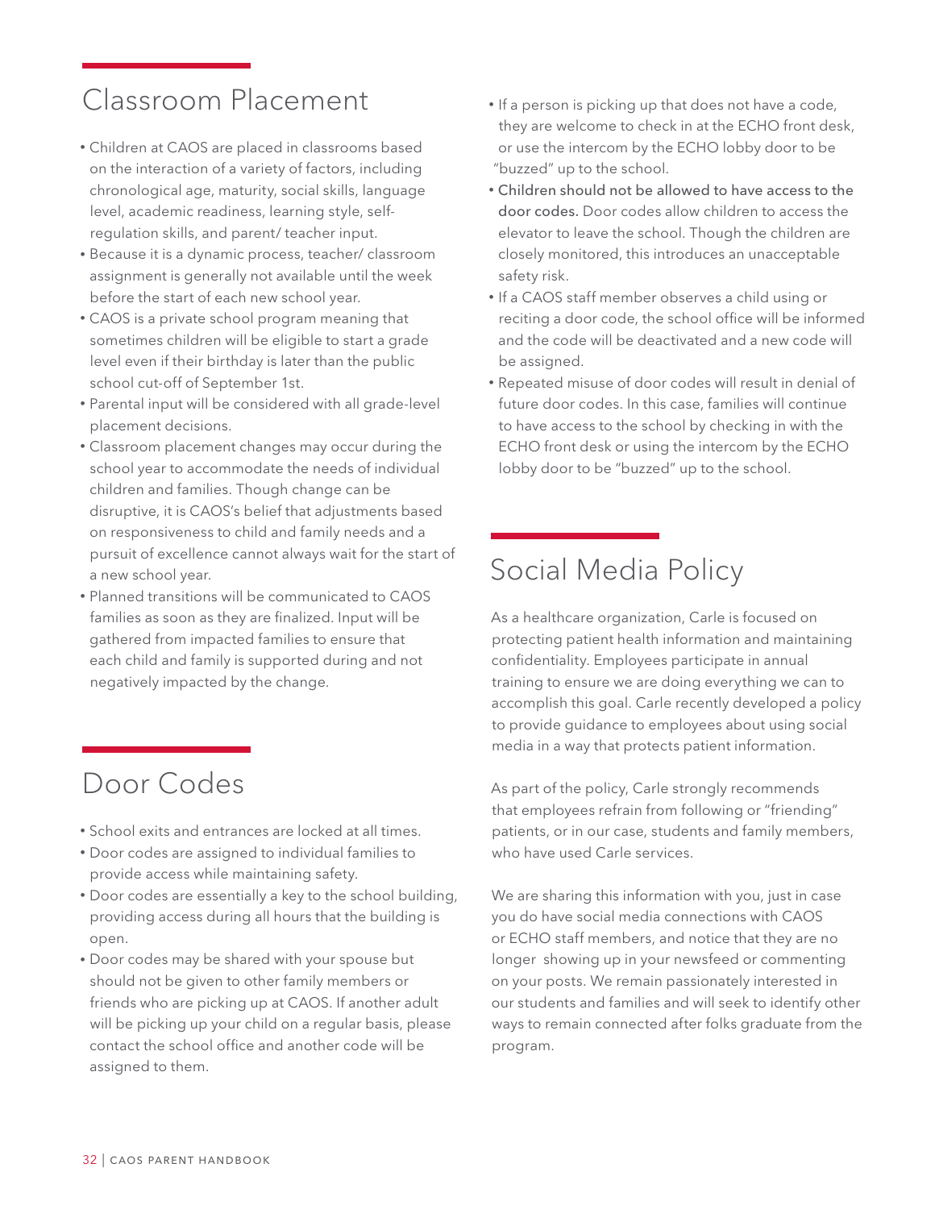## Classroom Placement

- Children at CAOS are placed in classrooms based on the interaction of a variety of factors, including chronological age, maturity, social skills, language level, academic readiness, learning style, self-regulation skills, and parent/ teacher input.
- Because it is a dynamic process, teacher/ classroom assignment is generally not available until the week before the start of each new school year.
- CAOS is a private school program meaning that sometimes children will be eligible to start a grade level even if their birthday is later than the public school cut-off of September 1st.
- Parental input will be considered with all grade-level placement decisions.
- Classroom placement changes may occur during the school year to accommodate the needs of individual children and families. Though change can be disruptive, it is CAOS's belief that adjustments based on responsiveness to child and family needs and a pursuit of excellence cannot always wait for the start of a new school year.
- Planned transitions will be communicated to CAOS families as soon as they are finalized. Input will be gathered from impacted families to ensure that each child and family is supported during and not negatively impacted by the change.

## Door Codes

- School exits and entrances are locked at all times.
- Door codes are assigned to individual families to provide access while maintaining safety.
- Door codes are essentially a key to the school building, providing access during all hours that the building is open.
- Door codes may be shared with your spouse but should not be given to other family members or friends who are picking up at CAOS. If another adult will be picking up your child on a regular basis, please contact the school office and another code will be assigned to them.
- If a person is picking up that does not have a code, they are welcome to check in at the ECHO front desk, or use the intercom by the ECHO lobby door to be "buzzed" up to the school.
- **Children should not be allowed to have access to the door codes.** Door codes allow children to access the elevator to leave the school. Though the children are closely monitored, this introduces an unacceptable safety risk.
- If a CAOS staff member observes a child using or reciting a door code, the school office will be informed and the code will be deactivated and a new code will be assigned.
- Repeated misuse of door codes will result in denial of future door codes. In this case, families will continue to have access to the school by checking in with the ECHO front desk or using the intercom by the ECHO lobby door to be "buzzed" up to the school.

## Social Media Policy

As a healthcare organization, Carle is focused on protecting patient health information and maintaining confidentiality. Employees participate in annual training to ensure we are doing everything we can to accomplish this goal. Carle recently developed a policy to provide guidance to employees about using social media in a way that protects patient information.

As part of the policy, Carle strongly recommends that employees refrain from following or "friending" patients, or in our case, students and family members, who have used Carle services.

We are sharing this information with you, just in case you do have social media connections with CAOS or ECHO staff members, and notice that they are no longer showing up in your newsfeed or commenting on your posts. We remain passionately interested in our students and families and will seek to identify other ways to remain connected after folks graduate from the program.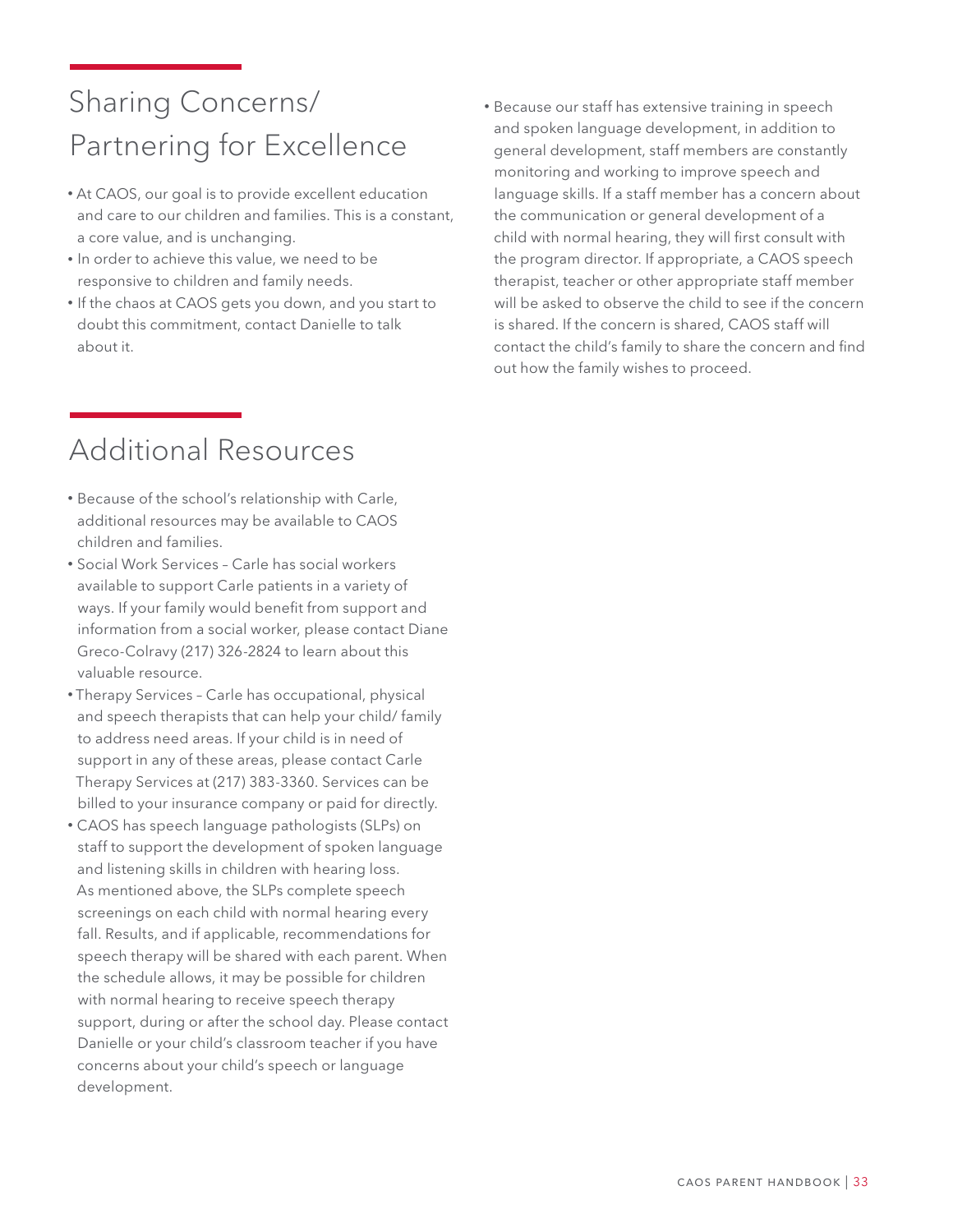## Sharing Concerns/ Partnering for Excellence

- At CAOS, our goal is to provide excellent education and care to our children and families. This is a constant, a core value, and is unchanging.
- In order to achieve this value, we need to be responsive to children and family needs.
- If the chaos at CAOS gets you down, and you start to doubt this commitment, contact Danielle to talk about it.

## Additional Resources

- Because of the school's relationship with Carle, additional resources may be available to CAOS children and families.
- Social Work Services – Carle has social workers available to support Carle patients in a variety of ways. If your family would benefit from support and information from a social worker, please contact Diane Greco-Colravy (217) 326-2824 to learn about this valuable resource.
- Therapy Services – Carle has occupational, physical and speech therapists that can help your child/ family to address need areas. If your child is in need of support in any of these areas, please contact Carle Therapy Services at (217) 383-3360. Services can be billed to your insurance company or paid for directly.
- CAOS has speech language pathologists (SLPs) on staff to support the development of spoken language and listening skills in children with hearing loss. As mentioned above, the SLPs complete speech screenings on each child with normal hearing every fall. Results, and if applicable, recommendations for speech therapy will be shared with each parent. When the schedule allows, it may be possible for children with normal hearing to receive speech therapy support, during or after the school day. Please contact Danielle or your child's classroom teacher if you have concerns about your child's speech or language development.
- Because our staff has extensive training in speech and spoken language development, in addition to general development, staff members are constantly monitoring and working to improve speech and language skills. If a staff member has a concern about the communication or general development of a child with normal hearing, they will first consult with the program director. If appropriate, a CAOS speech therapist, teacher or other appropriate staff member will be asked to observe the child to see if the concern is shared. If the concern is shared, CAOS staff will contact the child's family to share the concern and find out how the family wishes to proceed.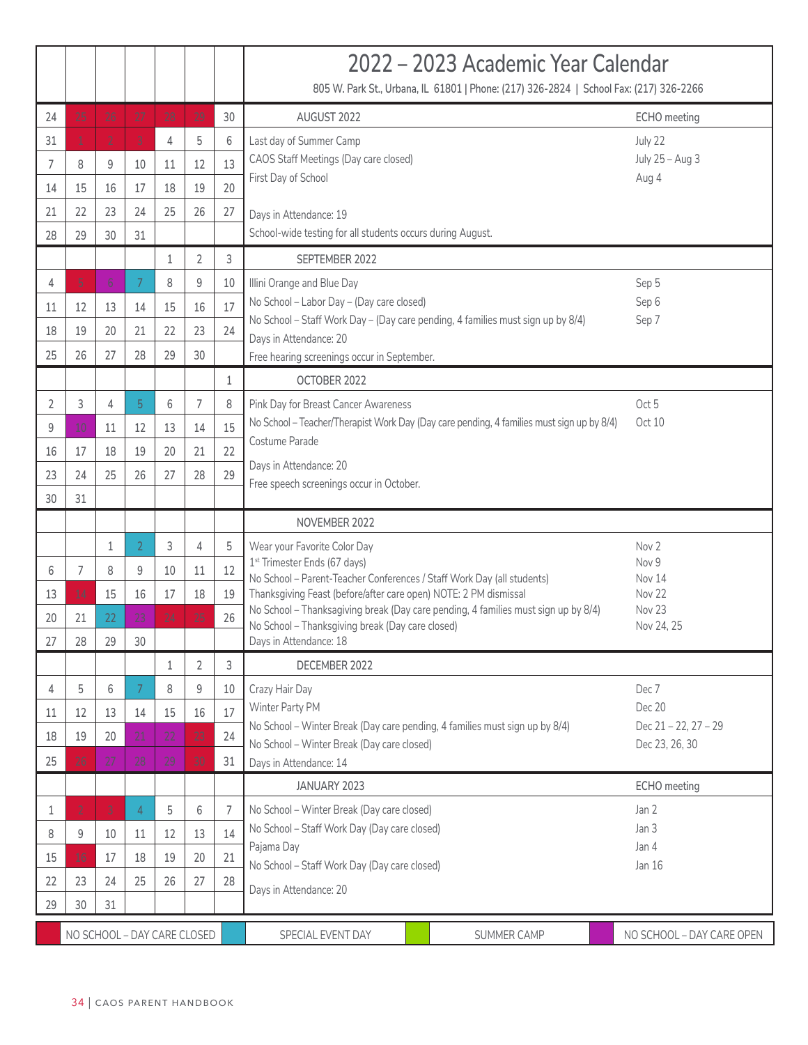# 2022 – 2023 Academic Year Calendar

805 W. Park St., Urbana, IL 61801 | Phone: (217) 326-2824 | School Fax: (217) 326-2266

## AUGUST 2022

| | | | | | | |
|---|---|---|---|---|---|---|
| 24 | 25 | 26 | 27 | 28 | 29 | 30 |
| 31 | 1 | 2 | 3 | 4 | 5 | 6 |
| 7 | 8 | 9 | 10 | 11 | 12 | 13 |
| 14 | 15 | 16 | 17 | 18 | 19 | 20 |
| 21 | 22 | 23 | 24 | 25 | 26 | 27 |
| 28 | 29 | 30 | 31 | | | |

ECHO meeting

| Event | Date |
|---|---|
| Last day of Summer Camp | July 22 |
| CAOS Staff Meetings (Day care closed) | July 25 – Aug 3 |
| First Day of School | Aug 4 |

Days in Attendance: 19

School-wide testing for all students occurs during August.

## SEPTEMBER 2022

| | | | | | | |
|---|---|---|---|---|---|---|
| | | | | 1 | 2 | 3 |
| 4 | 5 | 6 | 7 | 8 | 9 | 10 |
| 11 | 12 | 13 | 14 | 15 | 16 | 17 |
| 18 | 19 | 20 | 21 | 22 | 23 | 24 |
| 25 | 26 | 27 | 28 | 29 | 30 | |

| Event | Date |
|---|---|
| Illini Orange and Blue Day | Sep 5 |
| No School – Labor Day – (Day care closed) | Sep 6 |
| No School – Staff Work Day – (Day care pending, 4 families must sign up by 8/4) | Sep 7 |

Days in Attendance: 20

Free hearing screenings occur in September.

## OCTOBER 2022

| | | | | | | |
|---|---|---|---|---|---|---|
| | | | | | | 1 |
| 2 | 3 | 4 | 5 | 6 | 7 | 8 |
| 9 | 10 | 11 | 12 | 13 | 14 | 15 |
| 16 | 17 | 18 | 19 | 20 | 21 | 22 |
| 23 | 24 | 25 | 26 | 27 | 28 | 29 |
| 30 | 31 | | | | | |

| Event | Date |
|---|---|
| Pink Day for Breast Cancer Awareness | Oct 5 |
| No School – Teacher/Therapist Work Day (Day care pending, 4 families must sign up by 8/4) | Oct 10 |
| Costume Parade | |

Days in Attendance: 20

Free speech screenings occur in October.

## NOVEMBER 2022

| | | | | | | |
|---|---|---|---|---|---|---|
| | | 1 | 2 | 3 | 4 | 5 |
| 6 | 7 | 8 | 9 | 10 | 11 | 12 |
| 13 | 14 | 15 | 16 | 17 | 18 | 19 |
| 20 | 21 | 22 | 23 | 24 | 25 | 26 |
| 27 | 28 | 29 | 30 | | | |

| Event | Date |
|---|---|
| Wear your Favorite Color Day | Nov 2 |
| 1st Trimester Ends (67 days) | Nov 9 |
| No School – Parent-Teacher Conferences / Staff Work Day (all students) | Nov 14 |
| Thanksgiving Feast (before/after care open) NOTE: 2 PM dismissal | Nov 22 |
| No School – Thanksagiving break (Day care pending, 4 families must sign up by 8/4) | Nov 23 |
| No School – Thanksgiving break (Day care closed) | Nov 24, 25 |

Days in Attendance: 18

## DECEMBER 2022

| | | | | | | |
|---|---|---|---|---|---|---|
| | | | | 1 | 2 | 3 |
| 4 | 5 | 6 | 7 | 8 | 9 | 10 |
| 11 | 12 | 13 | 14 | 15 | 16 | 17 |
| 18 | 19 | 20 | 21 | 22 | 23 | 24 |
| 25 | 26 | 27 | 28 | 29 | 30 | 31 |

| Event | Date |
|---|---|
| Crazy Hair Day | Dec 7 |
| Winter Party PM | Dec 20 |
| No School – Winter Break (Day care pending, 4 families must sign up by 8/4) | Dec 21 – 22, 27 – 29 |
| No School – Winter Break (Day care closed) | Dec 23, 26, 30 |

Days in Attendance: 14

## JANUARY 2023

| | | | | | | |
|---|---|---|---|---|---|---|
| 1 | 2 | 3 | 4 | 5 | 6 | 7 |
| 8 | 9 | 10 | 11 | 12 | 13 | 14 |
| 15 | 16 | 17 | 18 | 19 | 20 | 21 |
| 22 | 23 | 24 | 25 | 26 | 27 | 28 |
| 29 | 30 | 31 | | | | |

ECHO meeting

| Event | Date |
|---|---|
| No School – Winter Break (Day care closed) | Jan 2 |
| No School – Staff Work Day (Day care closed) | Jan 3 |
| Pajama Day | Jan 4 |
| No School – Staff Work Day (Day care closed) | Jan 16 |

Days in Attendance: 20

**Legend:** NO SCHOOL – DAY CARE CLOSED | SPECIAL EVENT DAY | SUMMER CAMP | NO SCHOOL – DAY CARE OPEN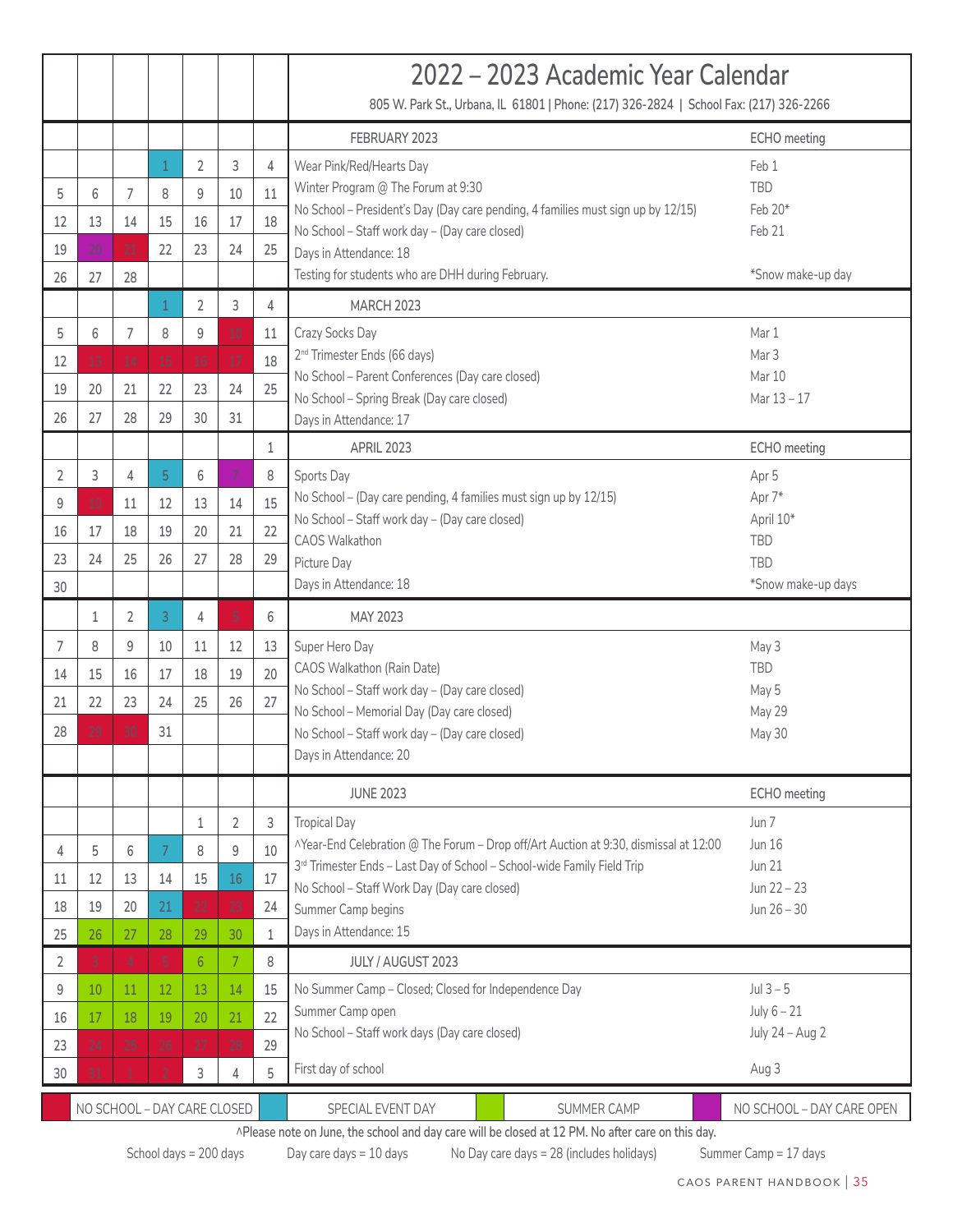# 2022 – 2023 Academic Year Calendar

805 W. Park St., Urbana, IL 61801 | Phone: (217) 326-2824 | School Fax: (217) 326-2266

## FEBRUARY 2023

| | | | | | | |
|---|---|---|---|---|---|---|
| | | | 1 | 2 | 3 | 4 |
| 5 | 6 | 7 | 8 | 9 | 10 | 11 |
| 12 | 13 | 14 | 15 | 16 | 17 | 18 |
| 19 | 20 | 21 | 22 | 23 | 24 | 25 |
| 26 | 27 | 28 | | | | |

| Event | ECHO meeting |
|---|---|
| Wear Pink/Red/Hearts Day | Feb 1 |
| Winter Program @ The Forum at 9:30 | TBD |
| No School – President's Day (Day care pending, 4 families must sign up by 12/15) | Feb 20* |
| No School – Staff work day – (Day care closed) | Feb 21 |
| Days in Attendance: 18 | |
| Testing for students who are DHH during February. | *Snow make-up day |

## MARCH 2023

| | | | | | | |
|---|---|---|---|---|---|---|
| | | | 1 | 2 | 3 | 4 |
| 5 | 6 | 7 | 8 | 9 | 10 | 11 |
| 12 | 13 | 14 | 15 | 16 | 17 | 18 |
| 19 | 20 | 21 | 22 | 23 | 24 | 25 |
| 26 | 27 | 28 | 29 | 30 | 31 | |

| Event | Date |
|---|---|
| Crazy Socks Day | Mar 1 |
| 2nd Trimester Ends (66 days) | Mar 3 |
| No School – Parent Conferences (Day care closed) | Mar 10 |
| No School – Spring Break (Day care closed) | Mar 13 – 17 |
| Days in Attendance: 17 | |

## APRIL 2023

| | | | | | | |
|---|---|---|---|---|---|---|
| | | | | | | 1 |
| 2 | 3 | 4 | 5 | 6 | 7 | 8 |
| 9 | 10 | 11 | 12 | 13 | 14 | 15 |
| 16 | 17 | 18 | 19 | 20 | 21 | 22 |
| 23 | 24 | 25 | 26 | 27 | 28 | 29 |
| 30 | | | | | | |

| Event | ECHO meeting |
|---|---|
| Sports Day | Apr 5 |
| No School – (Day care pending, 4 families must sign up by 12/15) | Apr 7* |
| No School – Staff work day – (Day care closed) | April 10* |
| CAOS Walkathon | TBD |
| Picture Day | TBD |
| Days in Attendance: 18 | *Snow make-up days |

## MAY 2023

| | | | | | | |
|---|---|---|---|---|---|---|
| | 1 | 2 | 3 | 4 | 5 | 6 |
| 7 | 8 | 9 | 10 | 11 | 12 | 13 |
| 14 | 15 | 16 | 17 | 18 | 19 | 20 |
| 21 | 22 | 23 | 24 | 25 | 26 | 27 |
| 28 | 29 | 30 | 31 | | | |

| Event | Date |
|---|---|
| Super Hero Day | May 3 |
| CAOS Walkathon (Rain Date) | TBD |
| No School – Staff work day – (Day care closed) | May 5 |
| No School – Memorial Day (Day care closed) | May 29 |
| No School – Staff work day – (Day care closed) | May 30 |
| Days in Attendance: 20 | |

## JUNE 2023

| | | | | | | |
|---|---|---|---|---|---|---|
| | | | | 1 | 2 | 3 |
| 4 | 5 | 6 | 7 | 8 | 9 | 10 |
| 11 | 12 | 13 | 14 | 15 | 16 | 17 |
| 18 | 19 | 20 | 21 | 22 | 23 | 24 |
| 25 | 26 | 27 | 28 | 29 | 30 | 1 |

| Event | ECHO meeting |
|---|---|
| Tropical Day | Jun 7 |
| ^Year-End Celebration @ The Forum – Drop off/Art Auction at 9:30, dismissal at 12:00 | Jun 16 |
| 3rd Trimester Ends – Last Day of School – School-wide Family Field Trip | Jun 21 |
| No School – Staff Work Day (Day care closed) | Jun 22 – 23 |
| Summer Camp begins | Jun 26 – 30 |
| Days in Attendance: 15 | |

## JULY / AUGUST 2023

| | | | | | | |
|---|---|---|---|---|---|---|
| 2 | 3 | 4 | 5 | 6 | 7 | 8 |
| 9 | 10 | 11 | 12 | 13 | 14 | 15 |
| 16 | 17 | 18 | 19 | 20 | 21 | 22 |
| 23 | 24 | 25 | 26 | 27 | 28 | 29 |
| 30 | 31 | 1 | 2 | 3 | 4 | 5 |

| Event | Date |
|---|---|
| No Summer Camp – Closed; Closed for Independence Day | Jul 3 – 5 |
| Summer Camp open | July 6 – 21 |
| No School – Staff work days (Day care closed) | July 24 – Aug 2 |
| First day of school | Aug 3 |

**Legend:** NO SCHOOL – DAY CARE CLOSED | SPECIAL EVENT DAY | SUMMER CAMP | NO SCHOOL – DAY CARE OPEN

^Please note on June, the school and day care will be closed at 12 PM. No after care on this day.

School days = 200 days | Day care days = 10 days | No Day care days = 28 (includes holidays) | Summer Camp = 17 days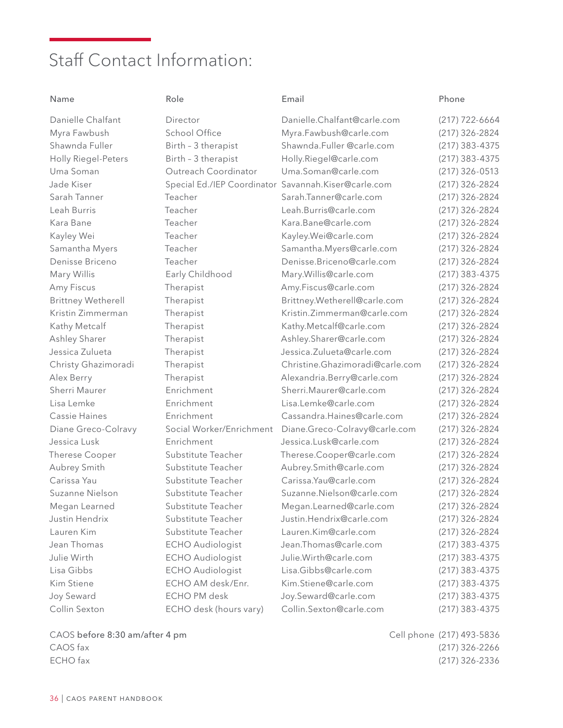## Staff Contact Information:

| Name | Role | Email | Phone |
|---|---|---|---|
| Danielle Chalfant | Director | Danielle.Chalfant@carle.com | (217) 722-6664 |
| Myra Fawbush | School Office | Myra.Fawbush@carle.com | (217) 326-2824 |
| Shawnda Fuller | Birth – 3 therapist | Shawnda.Fuller @carle.com | (217) 383-4375 |
| Holly Riegel-Peters | Birth – 3 therapist | Holly.Riegel@carle.com | (217) 383-4375 |
| Uma Soman | Outreach Coordinator | Uma.Soman@carle.com | (217) 326-0513 |
| Jade Kiser | Special Ed./IEP Coordinator | Savannah.Kiser@carle.com | (217) 326-2824 |
| Sarah Tanner | Teacher | Sarah.Tanner@carle.com | (217) 326-2824 |
| Leah Burris | Teacher | Leah.Burris@carle.com | (217) 326-2824 |
| Kara Bane | Teacher | Kara.Bane@carle.com | (217) 326-2824 |
| Kayley Wei | Teacher | Kayley.Wei@carle.com | (217) 326-2824 |
| Samantha Myers | Teacher | Samantha.Myers@carle.com | (217) 326-2824 |
| Denisse Briceno | Teacher | Denisse.Briceno@carle.com | (217) 326-2824 |
| Mary Willis | Early Childhood | Mary.Willis@carle.com | (217) 383-4375 |
| Amy Fiscus | Therapist | Amy.Fiscus@carle.com | (217) 326-2824 |
| Brittney Wetherell | Therapist | Brittney.Wetherell@carle.com | (217) 326-2824 |
| Kristin Zimmerman | Therapist | Kristin.Zimmerman@carle.com | (217) 326-2824 |
| Kathy Metcalf | Therapist | Kathy.Metcalf@carle.com | (217) 326-2824 |
| Ashley Sharer | Therapist | Ashley.Sharer@carle.com | (217) 326-2824 |
| Jessica Zulueta | Therapist | Jessica.Zulueta@carle.com | (217) 326-2824 |
| Christy Ghazimoradi | Therapist | Christine.Ghazimoradi@carle.com | (217) 326-2824 |
| Alex Berry | Therapist | Alexandria.Berry@carle.com | (217) 326-2824 |
| Sherri Maurer | Enrichment | Sherri.Maurer@carle.com | (217) 326-2824 |
| Lisa Lemke | Enrichment | Lisa.Lemke@carle.com | (217) 326-2824 |
| Cassie Haines | Enrichment | Cassandra.Haines@carle.com | (217) 326-2824 |
| Diane Greco-Colravy | Social Worker/Enrichment | Diane.Greco-Colravy@carle.com | (217) 326-2824 |
| Jessica Lusk | Enrichment | Jessica.Lusk@carle.com | (217) 326-2824 |
| Therese Cooper | Substitute Teacher | Therese.Cooper@carle.com | (217) 326-2824 |
| Aubrey Smith | Substitute Teacher | Aubrey.Smith@carle.com | (217) 326-2824 |
| Carissa Yau | Substitute Teacher | Carissa.Yau@carle.com | (217) 326-2824 |
| Suzanne Nielson | Substitute Teacher | Suzanne.Nielson@carle.com | (217) 326-2824 |
| Megan Learned | Substitute Teacher | Megan.Learned@carle.com | (217) 326-2824 |
| Justin Hendrix | Substitute Teacher | Justin.Hendrix@carle.com | (217) 326-2824 |
| Lauren Kim | Substitute Teacher | Lauren.Kim@carle.com | (217) 326-2824 |
| Jean Thomas | ECHO Audiologist | Jean.Thomas@carle.com | (217) 383-4375 |
| Julie Wirth | ECHO Audiologist | Julie.Wirth@carle.com | (217) 383-4375 |
| Lisa Gibbs | ECHO Audiologist | Lisa.Gibbs@carle.com | (217) 383-4375 |
| Kim Stiene | ECHO AM desk/Enr. | Kim.Stiene@carle.com | (217) 383-4375 |
| Joy Seward | ECHO PM desk | Joy.Seward@carle.com | (217) 383-4375 |
| Collin Sexton | ECHO desk (hours vary) | Collin.Sexton@carle.com | (217) 383-4375 |

| | | |
|---|---|---|
| CAOS before 8:30 am/after 4 pm | Cell phone | (217) 493-5836 |
| CAOS fax | | (217) 326-2266 |
| ECHO fax | | (217) 326-2336 |